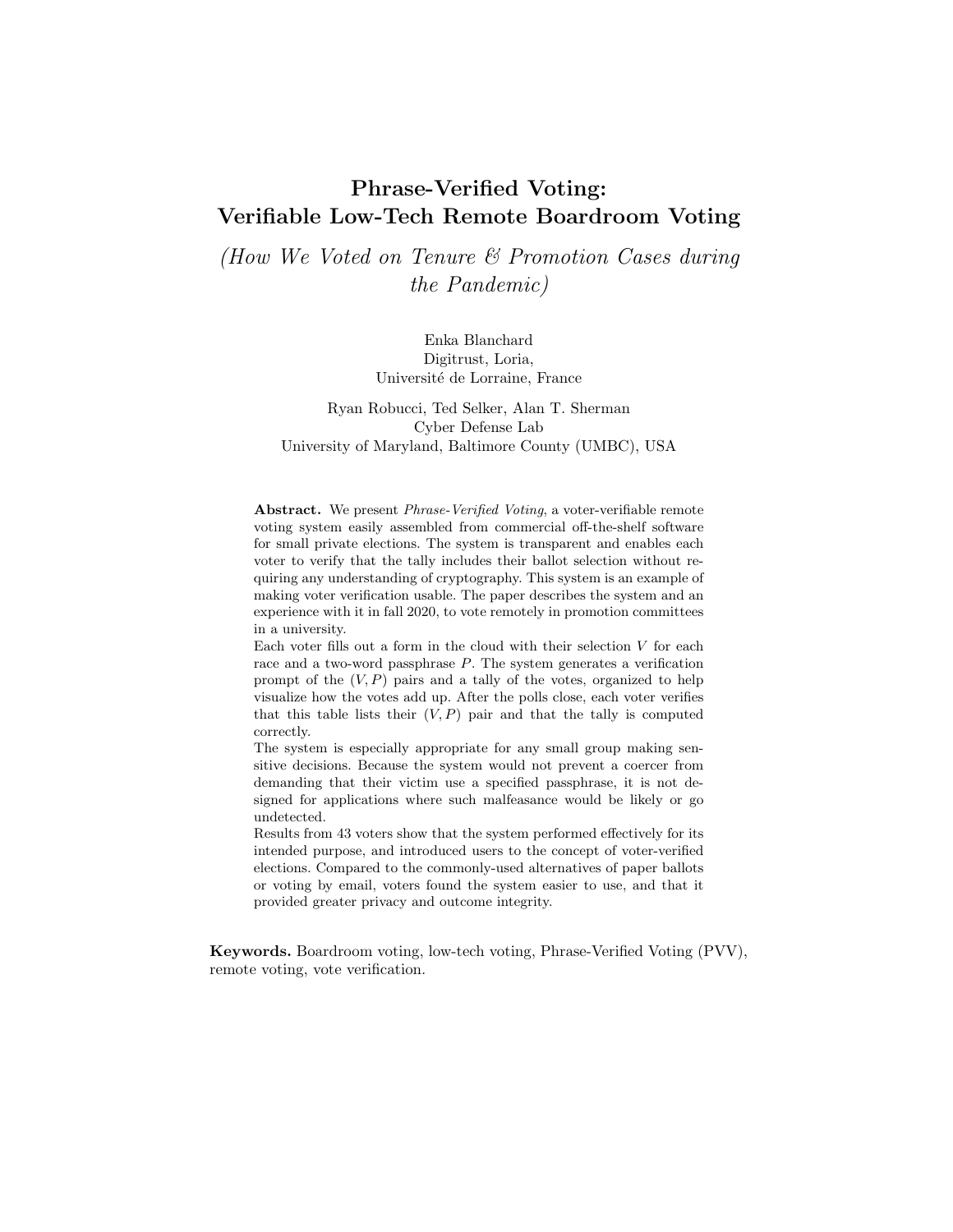# Phrase-Verified Voting: Verifiable Low-Tech Remote Boardroom Voting

*(How We Voted on Tenure & Promotion Cases during the Pandemic)*

Enka Blanchard
Digitrust, Loria,
Université de Lorraine, France

Ryan Robucci, Ted Selker, Alan T. Sherman
Cyber Defense Lab
University of Maryland, Baltimore County (UMBC), USA

**Abstract.** We present *Phrase-Verified Voting*, a voter-verifiable remote voting system easily assembled from commercial off-the-shelf software for small private elections. The system is transparent and enables each voter to verify that the tally includes their ballot selection without requiring any understanding of cryptography. This system is an example of making voter verification usable. The paper describes the system and an experience with it in fall 2020, to vote remotely in promotion committees in a university.

Each voter fills out a form in the cloud with their selection $V$ for each race and a two-word passphrase $P$. The system generates a verification prompt of the $(V, P)$ pairs and a tally of the votes, organized to help visualize how the votes add up. After the polls close, each voter verifies that this table lists their $(V, P)$ pair and that the tally is computed correctly.

The system is especially appropriate for any small group making sensitive decisions. Because the system would not prevent a coercer from demanding that their victim use a specified passphrase, it is not designed for applications where such malfeasance would be likely or go undetected.

Results from 43 voters show that the system performed effectively for its intended purpose, and introduced users to the concept of voter-verified elections. Compared to the commonly-used alternatives of paper ballots or voting by email, voters found the system easier to use, and that it provided greater privacy and outcome integrity.

**Keywords.** Boardroom voting, low-tech voting, Phrase-Verified Voting (PVV), remote voting, vote verification.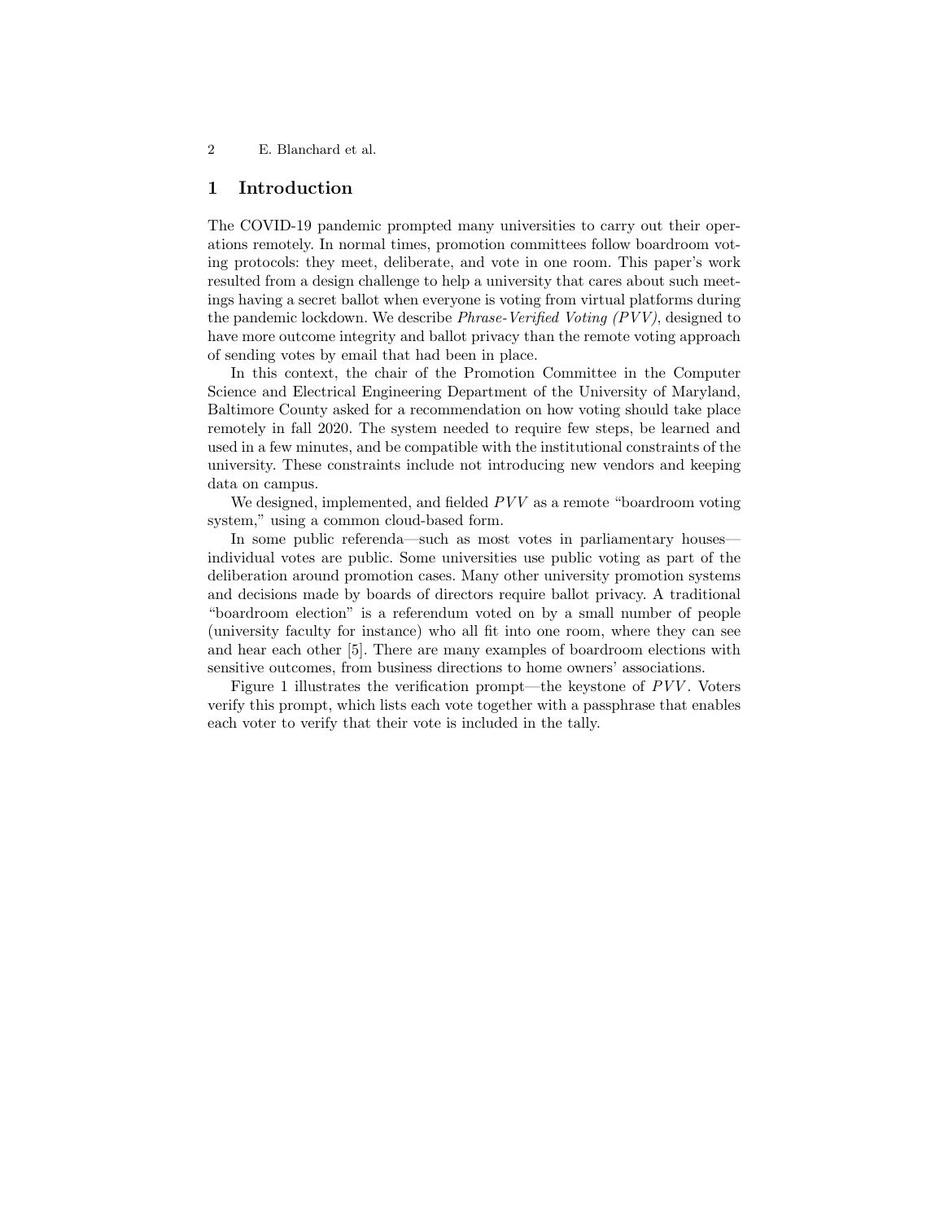## 1 Introduction

The COVID-19 pandemic prompted many universities to carry out their operations remotely. In normal times, promotion committees follow boardroom voting protocols: they meet, deliberate, and vote in one room. This paper's work resulted from a design challenge to help a university that cares about such meetings having a secret ballot when everyone is voting from virtual platforms during the pandemic lockdown. We describe *Phrase-Verified Voting (PVV)*, designed to have more outcome integrity and ballot privacy than the remote voting approach of sending votes by email that had been in place.

In this context, the chair of the Promotion Committee in the Computer Science and Electrical Engineering Department of the University of Maryland, Baltimore County asked for a recommendation on how voting should take place remotely in fall 2020. The system needed to require few steps, be learned and used in a few minutes, and be compatible with the institutional constraints of the university. These constraints include not introducing new vendors and keeping data on campus.

We designed, implemented, and fielded *PVV* as a remote "boardroom voting system," using a common cloud-based form.

In some public referenda—such as most votes in parliamentary houses—individual votes are public. Some universities use public voting as part of the deliberation around promotion cases. Many other university promotion systems and decisions made by boards of directors require ballot privacy. A traditional "boardroom election" is a referendum voted on by a small number of people (university faculty for instance) who all fit into one room, where they can see and hear each other [5]. There are many examples of boardroom elections with sensitive outcomes, from business directions to home owners' associations.

Figure 1 illustrates the verification prompt—the keystone of *PVV*. Voters verify this prompt, which lists each vote together with a passphrase that enables each voter to verify that their vote is included in the tally.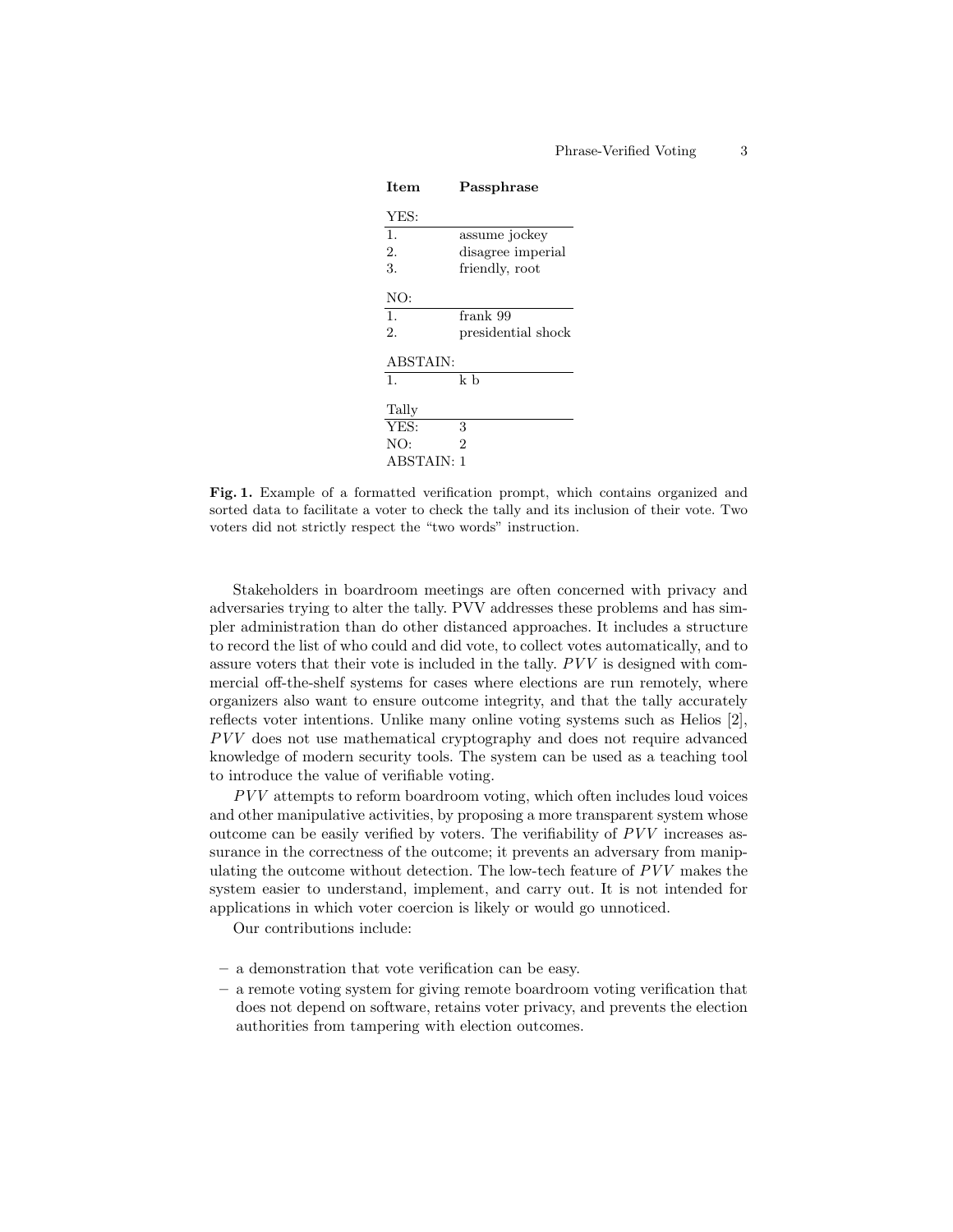| Item | Passphrase |
|---|---|
| YES: | |
| 1. | assume jockey |
| 2. | disagree imperial |
| 3. | friendly, root |
| NO: | |
| 1. | frank 99 |
| 2. | presidential shock |
| ABSTAIN: | |
| 1. | k b |
| Tally | |
| YES: | 3 |
| NO: | 2 |
| ABSTAIN: | 1 |

**Fig. 1.** Example of a formatted verification prompt, which contains organized and sorted data to facilitate a voter to check the tally and its inclusion of their vote. Two voters did not strictly respect the "two words" instruction.

Stakeholders in boardroom meetings are often concerned with privacy and adversaries trying to alter the tally. PVV addresses these problems and has simpler administration than do other distanced approaches. It includes a structure to record the list of who could and did vote, to collect votes automatically, and to assure voters that their vote is included in the tally. *PVV* is designed with commercial off-the-shelf systems for cases where elections are run remotely, where organizers also want to ensure outcome integrity, and that the tally accurately reflects voter intentions. Unlike many online voting systems such as Helios [2], *PVV* does not use mathematical cryptography and does not require advanced knowledge of modern security tools. The system can be used as a teaching tool to introduce the value of verifiable voting.

*PVV* attempts to reform boardroom voting, which often includes loud voices and other manipulative activities, by proposing a more transparent system whose outcome can be easily verified by voters. The verifiability of *PVV* increases assurance in the correctness of the outcome; it prevents an adversary from manipulating the outcome without detection. The low-tech feature of *PVV* makes the system easier to understand, implement, and carry out. It is not intended for applications in which voter coercion is likely or would go unnoticed.

Our contributions include:

- a demonstration that vote verification can be easy.
- a remote voting system for giving remote boardroom voting verification that does not depend on software, retains voter privacy, and prevents the election authorities from tampering with election outcomes.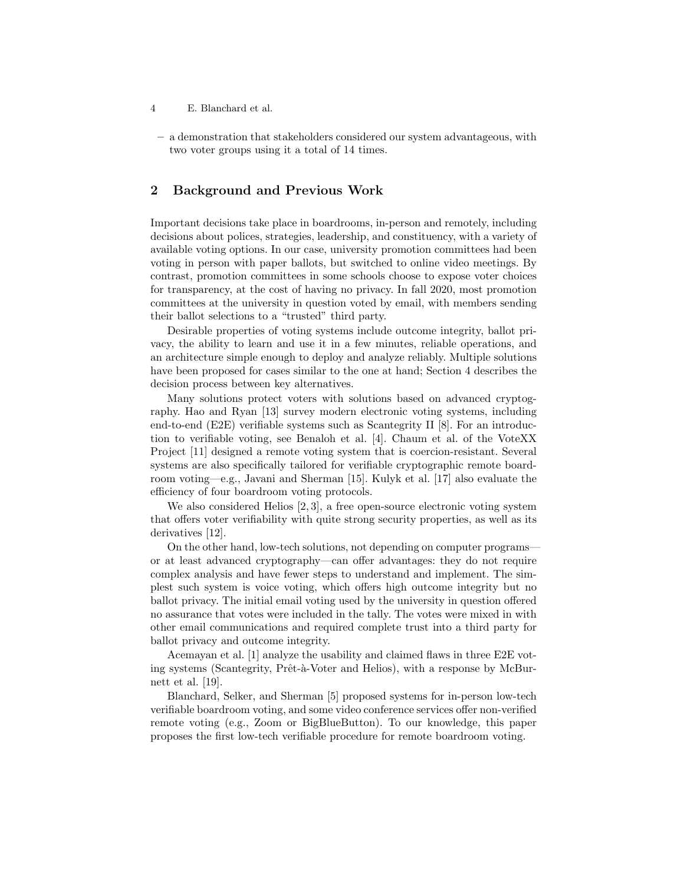– a demonstration that stakeholders considered our system advantageous, with two voter groups using it a total of 14 times.

## 2 Background and Previous Work

Important decisions take place in boardrooms, in-person and remotely, including decisions about polices, strategies, leadership, and constituency, with a variety of available voting options. In our case, university promotion committees had been voting in person with paper ballots, but switched to online video meetings. By contrast, promotion committees in some schools choose to expose voter choices for transparency, at the cost of having no privacy. In fall 2020, most promotion committees at the university in question voted by email, with members sending their ballot selections to a "trusted" third party.

Desirable properties of voting systems include outcome integrity, ballot privacy, the ability to learn and use it in a few minutes, reliable operations, and an architecture simple enough to deploy and analyze reliably. Multiple solutions have been proposed for cases similar to the one at hand; Section 4 describes the decision process between key alternatives.

Many solutions protect voters with solutions based on advanced cryptography. Hao and Ryan [13] survey modern electronic voting systems, including end-to-end (E2E) verifiable systems such as Scantegrity II [8]. For an introduction to verifiable voting, see Benaloh et al. [4]. Chaum et al. of the VoteXX Project [11] designed a remote voting system that is coercion-resistant. Several systems are also specifically tailored for verifiable cryptographic remote boardroom voting—e.g., Javani and Sherman [15]. Kulyk et al. [17] also evaluate the efficiency of four boardroom voting protocols.

We also considered Helios [2, 3], a free open-source electronic voting system that offers voter verifiability with quite strong security properties, as well as its derivatives [12].

On the other hand, low-tech solutions, not depending on computer programs—or at least advanced cryptography—can offer advantages: they do not require complex analysis and have fewer steps to understand and implement. The simplest such system is voice voting, which offers high outcome integrity but no ballot privacy. The initial email voting used by the university in question offered no assurance that votes were included in the tally. The votes were mixed in with other email communications and required complete trust into a third party for ballot privacy and outcome integrity.

Acemayan et al. [1] analyze the usability and claimed flaws in three E2E voting systems (Scantegrity, Prêt-à-Voter and Helios), with a response by McBurnett et al. [19].

Blanchard, Selker, and Sherman [5] proposed systems for in-person low-tech verifiable boardroom voting, and some video conference services offer non-verified remote voting (e.g., Zoom or BigBlueButton). To our knowledge, this paper proposes the first low-tech verifiable procedure for remote boardroom voting.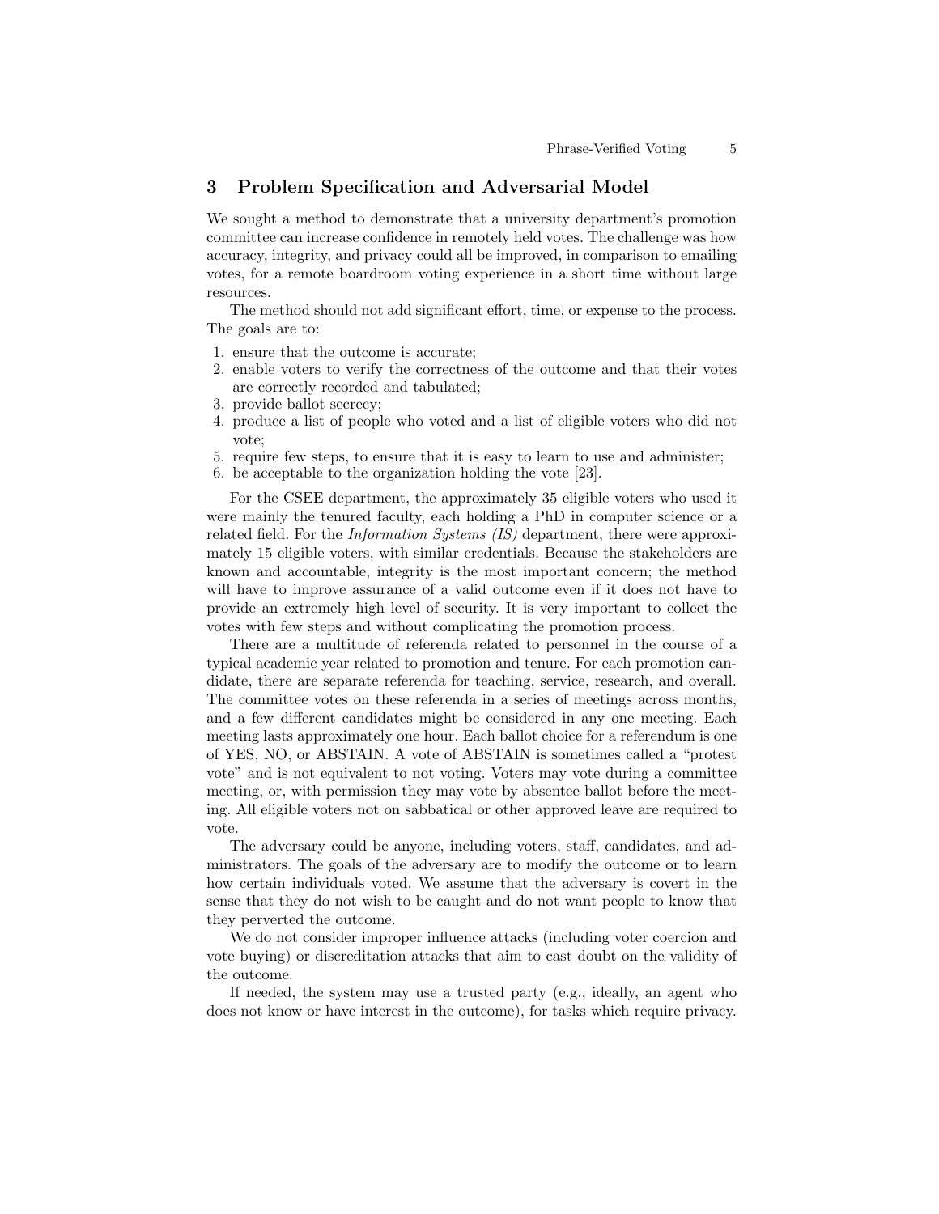## 3 Problem Specification and Adversarial Model

We sought a method to demonstrate that a university department's promotion committee can increase confidence in remotely held votes. The challenge was how accuracy, integrity, and privacy could all be improved, in comparison to emailing votes, for a remote boardroom voting experience in a short time without large resources.

The method should not add significant effort, time, or expense to the process. The goals are to:

1. ensure that the outcome is accurate;
2. enable voters to verify the correctness of the outcome and that their votes are correctly recorded and tabulated;
3. provide ballot secrecy;
4. produce a list of people who voted and a list of eligible voters who did not vote;
5. require few steps, to ensure that it is easy to learn to use and administer;
6. be acceptable to the organization holding the vote [23].

For the CSEE department, the approximately 35 eligible voters who used it were mainly the tenured faculty, each holding a PhD in computer science or a related field. For the *Information Systems (IS)* department, there were approximately 15 eligible voters, with similar credentials. Because the stakeholders are known and accountable, integrity is the most important concern; the method will have to improve assurance of a valid outcome even if it does not have to provide an extremely high level of security. It is very important to collect the votes with few steps and without complicating the promotion process.

There are a multitude of referenda related to personnel in the course of a typical academic year related to promotion and tenure. For each promotion candidate, there are separate referenda for teaching, service, research, and overall. The committee votes on these referenda in a series of meetings across months, and a few different candidates might be considered in any one meeting. Each meeting lasts approximately one hour. Each ballot choice for a referendum is one of YES, NO, or ABSTAIN. A vote of ABSTAIN is sometimes called a "protest vote" and is not equivalent to not voting. Voters may vote during a committee meeting, or, with permission they may vote by absentee ballot before the meeting. All eligible voters not on sabbatical or other approved leave are required to vote.

The adversary could be anyone, including voters, staff, candidates, and administrators. The goals of the adversary are to modify the outcome or to learn how certain individuals voted. We assume that the adversary is covert in the sense that they do not wish to be caught and do not want people to know that they perverted the outcome.

We do not consider improper influence attacks (including voter coercion and vote buying) or discreditation attacks that aim to cast doubt on the validity of the outcome.

If needed, the system may use a trusted party (e.g., ideally, an agent who does not know or have interest in the outcome), for tasks which require privacy.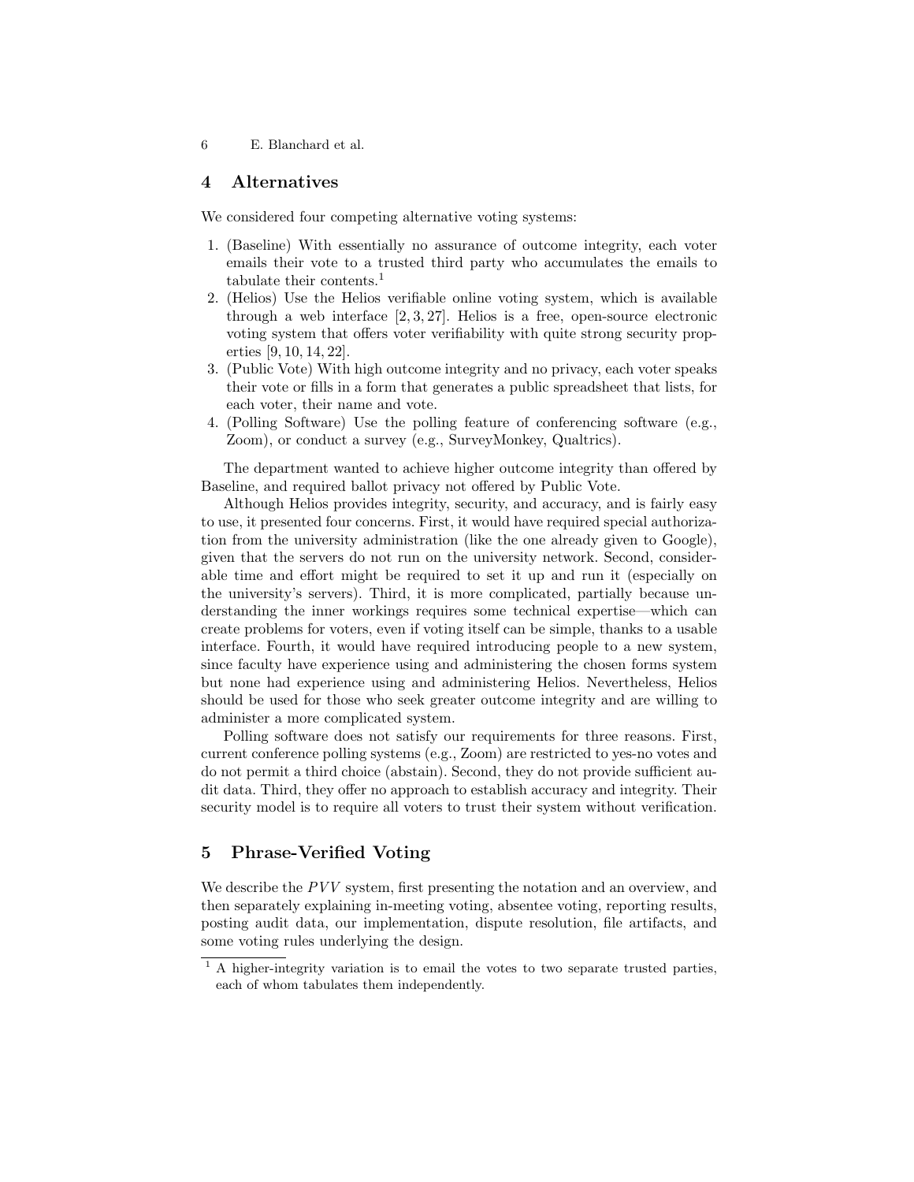## 4 Alternatives

We considered four competing alternative voting systems:

1. (Baseline) With essentially no assurance of outcome integrity, each voter emails their vote to a trusted third party who accumulates the emails to tabulate their contents.[1]
2. (Helios) Use the Helios verifiable online voting system, which is available through a web interface [2, 3, 27]. Helios is a free, open-source electronic voting system that offers voter verifiability with quite strong security properties [9, 10, 14, 22].
3. (Public Vote) With high outcome integrity and no privacy, each voter speaks their vote or fills in a form that generates a public spreadsheet that lists, for each voter, their name and vote.
4. (Polling Software) Use the polling feature of conferencing software (e.g., Zoom), or conduct a survey (e.g., SurveyMonkey, Qualtrics).

The department wanted to achieve higher outcome integrity than offered by Baseline, and required ballot privacy not offered by Public Vote.

Although Helios provides integrity, security, and accuracy, and is fairly easy to use, it presented four concerns. First, it would have required special authorization from the university administration (like the one already given to Google), given that the servers do not run on the university network. Second, considerable time and effort might be required to set it up and run it (especially on the university's servers). Third, it is more complicated, partially because understanding the inner workings requires some technical expertise—which can create problems for voters, even if voting itself can be simple, thanks to a usable interface. Fourth, it would have required introducing people to a new system, since faculty have experience using and administering the chosen forms system but none had experience using and administering Helios. Nevertheless, Helios should be used for those who seek greater outcome integrity and are willing to administer a more complicated system.

Polling software does not satisfy our requirements for three reasons. First, current conference polling systems (e.g., Zoom) are restricted to yes-no votes and do not permit a third choice (abstain). Second, they do not provide sufficient audit data. Third, they offer no approach to establish accuracy and integrity. Their security model is to require all voters to trust their system without verification.

## 5 Phrase-Verified Voting

We describe the *PVV* system, first presenting the notation and an overview, and then separately explaining in-meeting voting, absentee voting, reporting results, posting audit data, our implementation, dispute resolution, file artifacts, and some voting rules underlying the design.

[1] A higher-integrity variation is to email the votes to two separate trusted parties, each of whom tabulates them independently.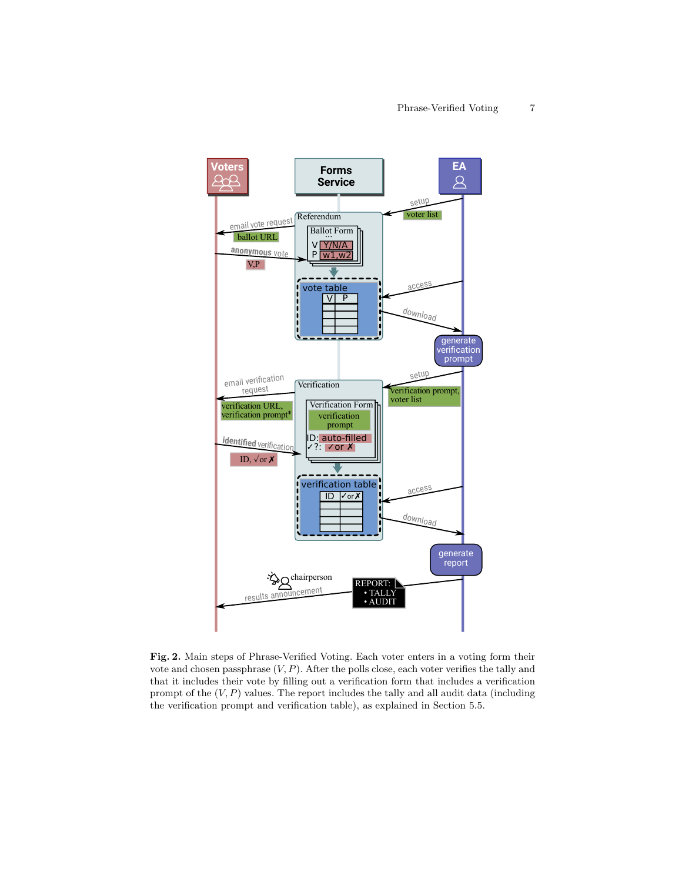**Fig. 2.** Main steps of Phrase-Verified Voting. Each voter enters in a voting form their vote and chosen passphrase $(V, P)$. After the polls close, each voter verifies the tally and that it includes their vote by filling out a verification form that includes a verification prompt of the $(V, P)$ values. The report includes the tally and all audit data (including the verification prompt and verification table), as explained in Section 5.5.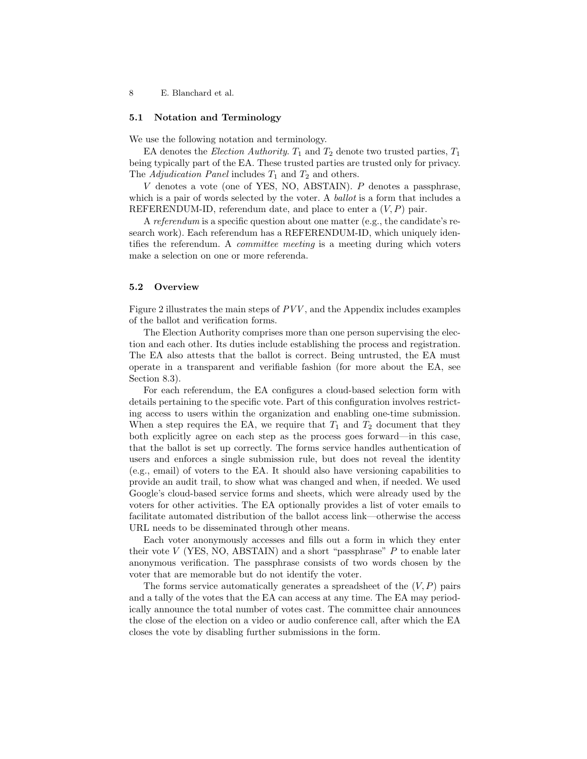### 5.1 Notation and Terminology

We use the following notation and terminology.

EA denotes the *Election Authority*. $T_1$ and $T_2$ denote two trusted parties, $T_1$ being typically part of the EA. These trusted parties are trusted only for privacy. The *Adjudication Panel* includes $T_1$ and $T_2$ and others.

$V$ denotes a vote (one of YES, NO, ABSTAIN). $P$ denotes a passphrase, which is a pair of words selected by the voter. A *ballot* is a form that includes a REFERENDUM-ID, referendum date, and place to enter a $(V, P)$ pair.

A *referendum* is a specific question about one matter (e.g., the candidate's research work). Each referendum has a REFERENDUM-ID, which uniquely identifies the referendum. A *committee meeting* is a meeting during which voters make a selection on one or more referenda.

### 5.2 Overview

Figure 2 illustrates the main steps of $PVV$, and the Appendix includes examples of the ballot and verification forms.

The Election Authority comprises more than one person supervising the election and each other. Its duties include establishing the process and registration. The EA also attests that the ballot is correct. Being untrusted, the EA must operate in a transparent and verifiable fashion (for more about the EA, see Section 8.3).

For each referendum, the EA configures a cloud-based selection form with details pertaining to the specific vote. Part of this configuration involves restricting access to users within the organization and enabling one-time submission. When a step requires the EA, we require that $T_1$ and $T_2$ document that they both explicitly agree on each step as the process goes forward—in this case, that the ballot is set up correctly. The forms service handles authentication of users and enforces a single submission rule, but does not reveal the identity (e.g., email) of voters to the EA. It should also have versioning capabilities to provide an audit trail, to show what was changed and when, if needed. We used Google's cloud-based service forms and sheets, which were already used by the voters for other activities. The EA optionally provides a list of voter emails to facilitate automated distribution of the ballot access link—otherwise the access URL needs to be disseminated through other means.

Each voter anonymously accesses and fills out a form in which they enter their vote $V$ (YES, NO, ABSTAIN) and a short "passphrase" $P$ to enable later anonymous verification. The passphrase consists of two words chosen by the voter that are memorable but do not identify the voter.

The forms service automatically generates a spreadsheet of the $(V, P)$ pairs and a tally of the votes that the EA can access at any time. The EA may periodically announce the total number of votes cast. The committee chair announces the close of the election on a video or audio conference call, after which the EA closes the vote by disabling further submissions in the form.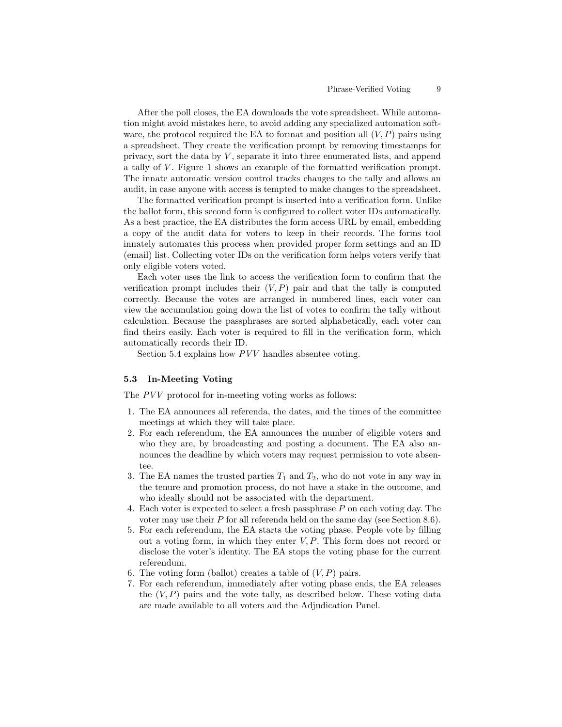After the poll closes, the EA downloads the vote spreadsheet. While automation might avoid mistakes here, to avoid adding any specialized automation software, the protocol required the EA to format and position all $(V, P)$ pairs using a spreadsheet. They create the verification prompt by removing timestamps for privacy, sort the data by $V$, separate it into three enumerated lists, and append a tally of $V$. Figure 1 shows an example of the formatted verification prompt. The innate automatic version control tracks changes to the tally and allows an audit, in case anyone with access is tempted to make changes to the spreadsheet.

The formatted verification prompt is inserted into a verification form. Unlike the ballot form, this second form is configured to collect voter IDs automatically. As a best practice, the EA distributes the form access URL by email, embedding a copy of the audit data for voters to keep in their records. The forms tool innately automates this process when provided proper form settings and an ID (email) list. Collecting voter IDs on the verification form helps voters verify that only eligible voters voted.

Each voter uses the link to access the verification form to confirm that the verification prompt includes their $(V, P)$ pair and that the tally is computed correctly. Because the votes are arranged in numbered lines, each voter can view the accumulation going down the list of votes to confirm the tally without calculation. Because the passphrases are sorted alphabetically, each voter can find theirs easily. Each voter is required to fill in the verification form, which automatically records their ID.

Section 5.4 explains how $PVV$ handles absentee voting.

### 5.3 In-Meeting Voting

The $PVV$ protocol for in-meeting voting works as follows:

1. The EA announces all referenda, the dates, and the times of the committee meetings at which they will take place.
2. For each referendum, the EA announces the number of eligible voters and who they are, by broadcasting and posting a document. The EA also announces the deadline by which voters may request permission to vote absentee.
3. The EA names the trusted parties $T_1$ and $T_2$, who do not vote in any way in the tenure and promotion process, do not have a stake in the outcome, and who ideally should not be associated with the department.
4. Each voter is expected to select a fresh passphrase $P$ on each voting day. The voter may use their $P$ for all referenda held on the same day (see Section 8.6).
5. For each referendum, the EA starts the voting phase. People vote by filling out a voting form, in which they enter $V, P$. This form does not record or disclose the voter's identity. The EA stops the voting phase for the current referendum.
6. The voting form (ballot) creates a table of $(V, P)$ pairs.
7. For each referendum, immediately after voting phase ends, the EA releases the $(V, P)$ pairs and the vote tally, as described below. These voting data are made available to all voters and the Adjudication Panel.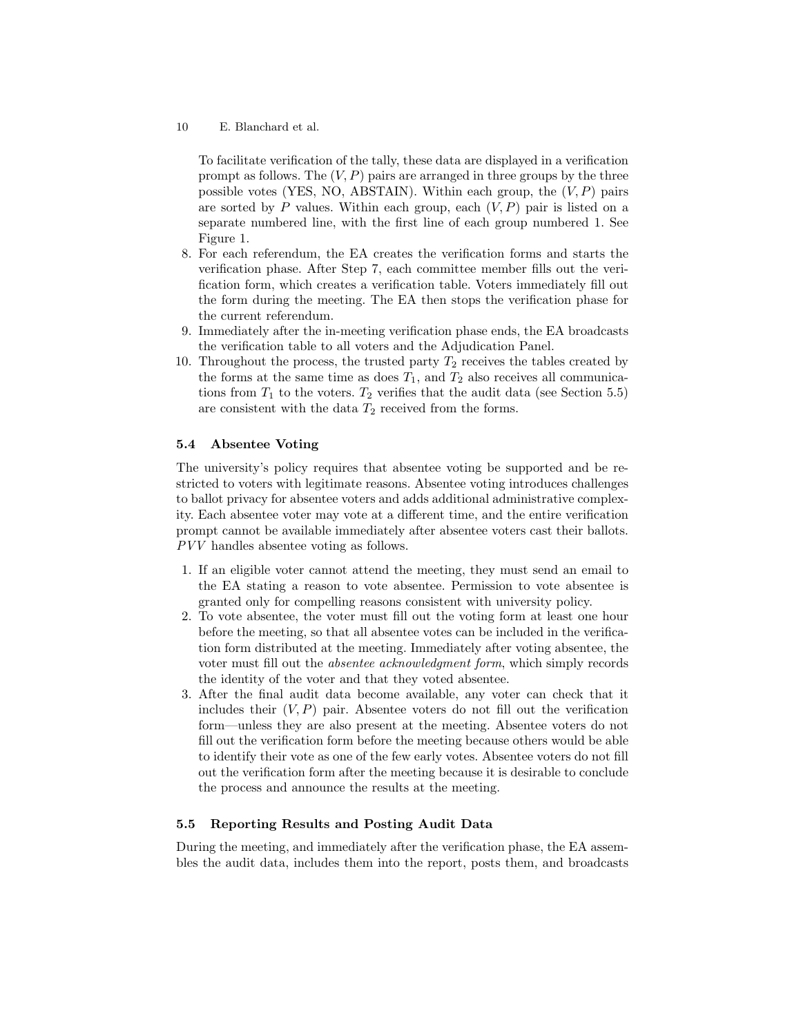To facilitate verification of the tally, these data are displayed in a verification prompt as follows. The $(V, P)$ pairs are arranged in three groups by the three possible votes (YES, NO, ABSTAIN). Within each group, the $(V, P)$ pairs are sorted by $P$ values. Within each group, each $(V, P)$ pair is listed on a separate numbered line, with the first line of each group numbered 1. See Figure 1.

8. For each referendum, the EA creates the verification forms and starts the verification phase. After Step 7, each committee member fills out the verification form, which creates a verification table. Voters immediately fill out the form during the meeting. The EA then stops the verification phase for the current referendum.
9. Immediately after the in-meeting verification phase ends, the EA broadcasts the verification table to all voters and the Adjudication Panel.
10. Throughout the process, the trusted party $T_2$ receives the tables created by the forms at the same time as does $T_1$, and $T_2$ also receives all communications from $T_1$ to the voters. $T_2$ verifies that the audit data (see Section 5.5) are consistent with the data $T_2$ received from the forms.

### 5.4 Absentee Voting

The university's policy requires that absentee voting be supported and be restricted to voters with legitimate reasons. Absentee voting introduces challenges to ballot privacy for absentee voters and adds additional administrative complexity. Each absentee voter may vote at a different time, and the entire verification prompt cannot be available immediately after absentee voters cast their ballots. $PVV$ handles absentee voting as follows.

1. If an eligible voter cannot attend the meeting, they must send an email to the EA stating a reason to vote absentee. Permission to vote absentee is granted only for compelling reasons consistent with university policy.
2. To vote absentee, the voter must fill out the voting form at least one hour before the meeting, so that all absentee votes can be included in the verification form distributed at the meeting. Immediately after voting absentee, the voter must fill out the *absentee acknowledgment form*, which simply records the identity of the voter and that they voted absentee.
3. After the final audit data become available, any voter can check that it includes their $(V, P)$ pair. Absentee voters do not fill out the verification form—unless they are also present at the meeting. Absentee voters do not fill out the verification form before the meeting because others would be able to identify their vote as one of the few early votes. Absentee voters do not fill out the verification form after the meeting because it is desirable to conclude the process and announce the results at the meeting.

### 5.5 Reporting Results and Posting Audit Data

During the meeting, and immediately after the verification phase, the EA assembles the audit data, includes them into the report, posts them, and broadcasts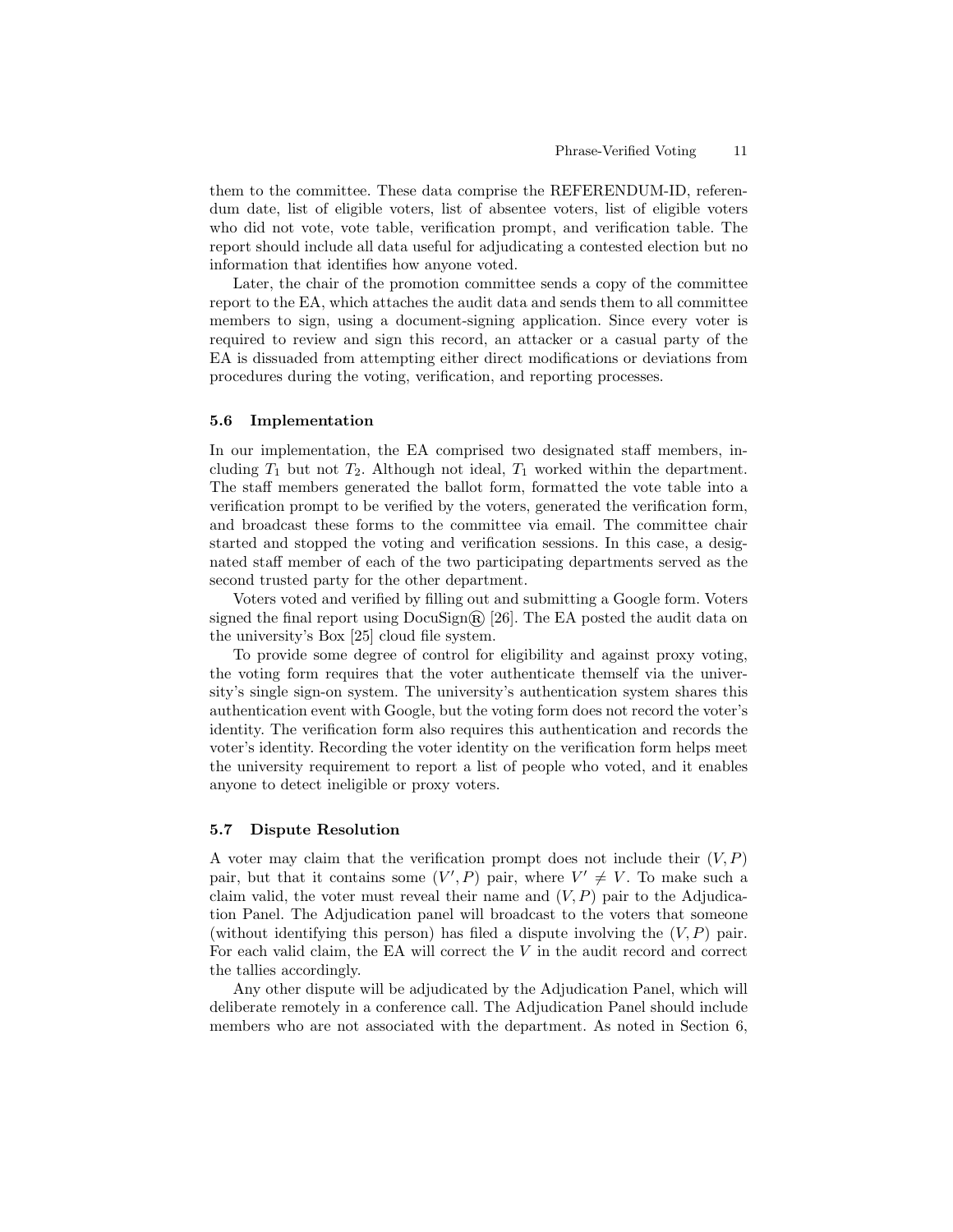them to the committee. These data comprise the REFERENDUM-ID, referendum date, list of eligible voters, list of absentee voters, list of eligible voters who did not vote, vote table, verification prompt, and verification table. The report should include all data useful for adjudicating a contested election but no information that identifies how anyone voted.

Later, the chair of the promotion committee sends a copy of the committee report to the EA, which attaches the audit data and sends them to all committee members to sign, using a document-signing application. Since every voter is required to review and sign this record, an attacker or a casual party of the EA is dissuaded from attempting either direct modifications or deviations from procedures during the voting, verification, and reporting processes.

### 5.6 Implementation

In our implementation, the EA comprised two designated staff members, including $T_1$ but not $T_2$. Although not ideal, $T_1$ worked within the department. The staff members generated the ballot form, formatted the vote table into a verification prompt to be verified by the voters, generated the verification form, and broadcast these forms to the committee via email. The committee chair started and stopped the voting and verification sessions. In this case, a designated staff member of each of the two participating departments served as the second trusted party for the other department.

Voters voted and verified by filling out and submitting a Google form. Voters signed the final report using DocuSign® [26]. The EA posted the audit data on the university's Box [25] cloud file system.

To provide some degree of control for eligibility and against proxy voting, the voting form requires that the voter authenticate themself via the university's single sign-on system. The university's authentication system shares this authentication event with Google, but the voting form does not record the voter's identity. The verification form also requires this authentication and records the voter's identity. Recording the voter identity on the verification form helps meet the university requirement to report a list of people who voted, and it enables anyone to detect ineligible or proxy voters.

### 5.7 Dispute Resolution

A voter may claim that the verification prompt does not include their $(V, P)$ pair, but that it contains some $(V', P)$ pair, where $V' \neq V$. To make such a claim valid, the voter must reveal their name and $(V, P)$ pair to the Adjudication Panel. The Adjudication panel will broadcast to the voters that someone (without identifying this person) has filed a dispute involving the $(V, P)$ pair. For each valid claim, the EA will correct the $V$ in the audit record and correct the tallies accordingly.

Any other dispute will be adjudicated by the Adjudication Panel, which will deliberate remotely in a conference call. The Adjudication Panel should include members who are not associated with the department. As noted in Section 6,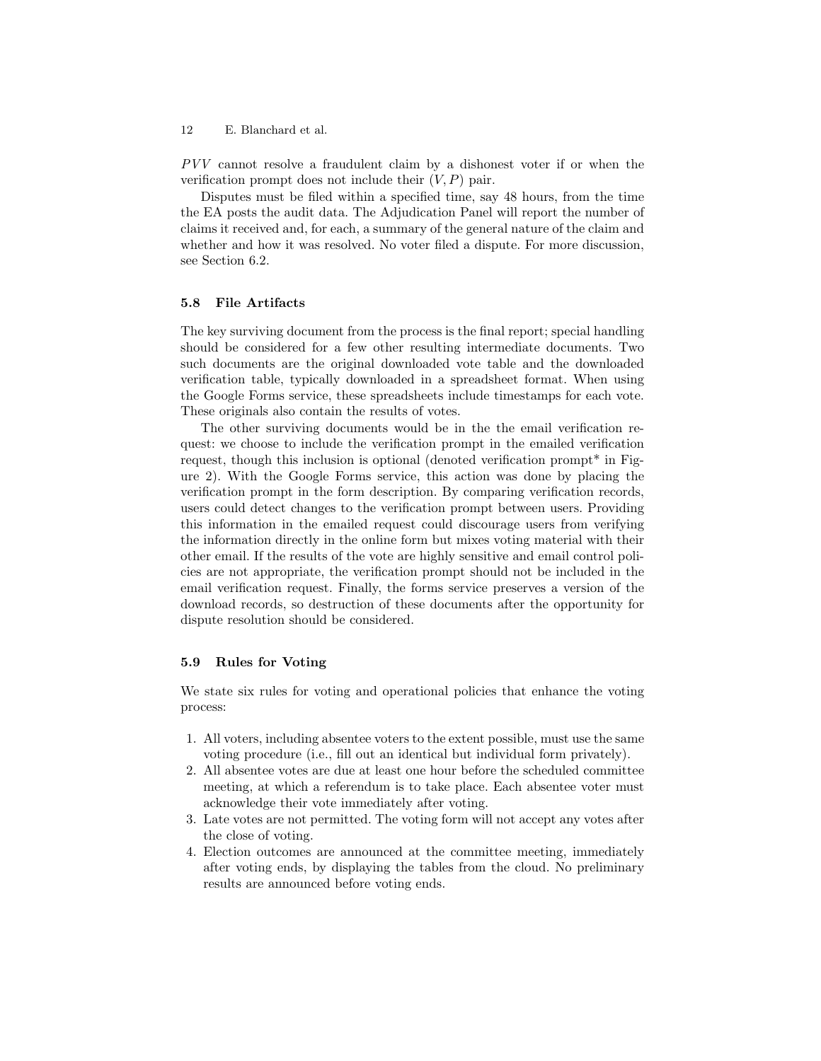$PVV$ cannot resolve a fraudulent claim by a dishonest voter if or when the verification prompt does not include their $(V, P)$ pair.

Disputes must be filed within a specified time, say 48 hours, from the time the EA posts the audit data. The Adjudication Panel will report the number of claims it received and, for each, a summary of the general nature of the claim and whether and how it was resolved. No voter filed a dispute. For more discussion, see Section 6.2.

### 5.8 File Artifacts

The key surviving document from the process is the final report; special handling should be considered for a few other resulting intermediate documents. Two such documents are the original downloaded vote table and the downloaded verification table, typically downloaded in a spreadsheet format. When using the Google Forms service, these spreadsheets include timestamps for each vote. These originals also contain the results of votes.

The other surviving documents would be in the the email verification request: we choose to include the verification prompt in the emailed verification request, though this inclusion is optional (denoted verification prompt* in Figure 2). With the Google Forms service, this action was done by placing the verification prompt in the form description. By comparing verification records, users could detect changes to the verification prompt between users. Providing this information in the emailed request could discourage users from verifying the information directly in the online form but mixes voting material with their other email. If the results of the vote are highly sensitive and email control policies are not appropriate, the verification prompt should not be included in the email verification request. Finally, the forms service preserves a version of the download records, so destruction of these documents after the opportunity for dispute resolution should be considered.

### 5.9 Rules for Voting

We state six rules for voting and operational policies that enhance the voting process:

1. All voters, including absentee voters to the extent possible, must use the same voting procedure (i.e., fill out an identical but individual form privately).
2. All absentee votes are due at least one hour before the scheduled committee meeting, at which a referendum is to take place. Each absentee voter must acknowledge their vote immediately after voting.
3. Late votes are not permitted. The voting form will not accept any votes after the close of voting.
4. Election outcomes are announced at the committee meeting, immediately after voting ends, by displaying the tables from the cloud. No preliminary results are announced before voting ends.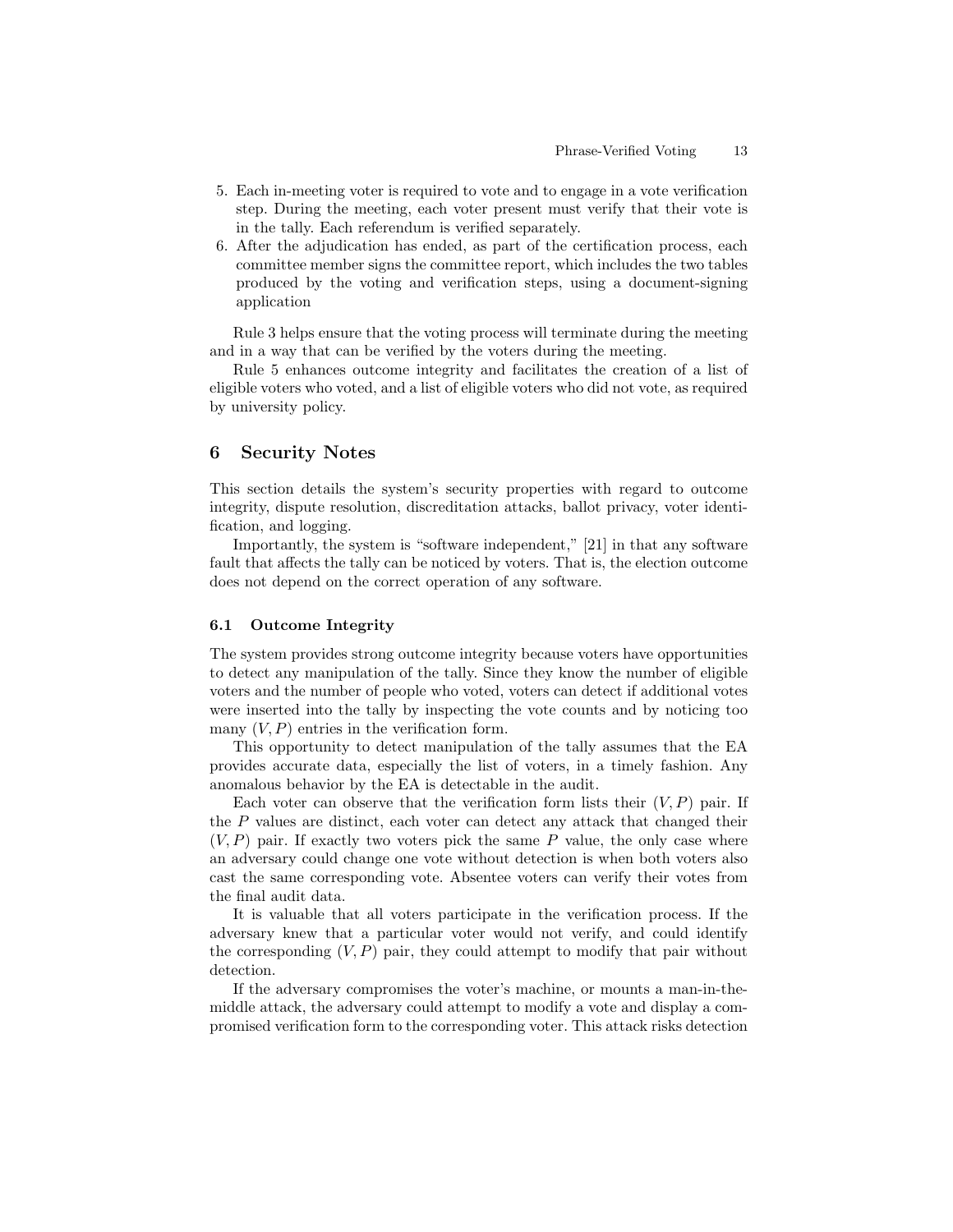5. Each in-meeting voter is required to vote and to engage in a vote verification step. During the meeting, each voter present must verify that their vote is in the tally. Each referendum is verified separately.
6. After the adjudication has ended, as part of the certification process, each committee member signs the committee report, which includes the two tables produced by the voting and verification steps, using a document-signing application

Rule 3 helps ensure that the voting process will terminate during the meeting and in a way that can be verified by the voters during the meeting.

Rule 5 enhances outcome integrity and facilitates the creation of a list of eligible voters who voted, and a list of eligible voters who did not vote, as required by university policy.

## 6 Security Notes

This section details the system's security properties with regard to outcome integrity, dispute resolution, discreditation attacks, ballot privacy, voter identification, and logging.

Importantly, the system is "software independent," [21] in that any software fault that affects the tally can be noticed by voters. That is, the election outcome does not depend on the correct operation of any software.

### 6.1 Outcome Integrity

The system provides strong outcome integrity because voters have opportunities to detect any manipulation of the tally. Since they know the number of eligible voters and the number of people who voted, voters can detect if additional votes were inserted into the tally by inspecting the vote counts and by noticing too many $(V, P)$ entries in the verification form.

This opportunity to detect manipulation of the tally assumes that the EA provides accurate data, especially the list of voters, in a timely fashion. Any anomalous behavior by the EA is detectable in the audit.

Each voter can observe that the verification form lists their $(V, P)$ pair. If the $P$ values are distinct, each voter can detect any attack that changed their $(V, P)$ pair. If exactly two voters pick the same $P$ value, the only case where an adversary could change one vote without detection is when both voters also cast the same corresponding vote. Absentee voters can verify their votes from the final audit data.

It is valuable that all voters participate in the verification process. If the adversary knew that a particular voter would not verify, and could identify the corresponding $(V, P)$ pair, they could attempt to modify that pair without detection.

If the adversary compromises the voter's machine, or mounts a man-in-the-middle attack, the adversary could attempt to modify a vote and display a compromised verification form to the corresponding voter. This attack risks detection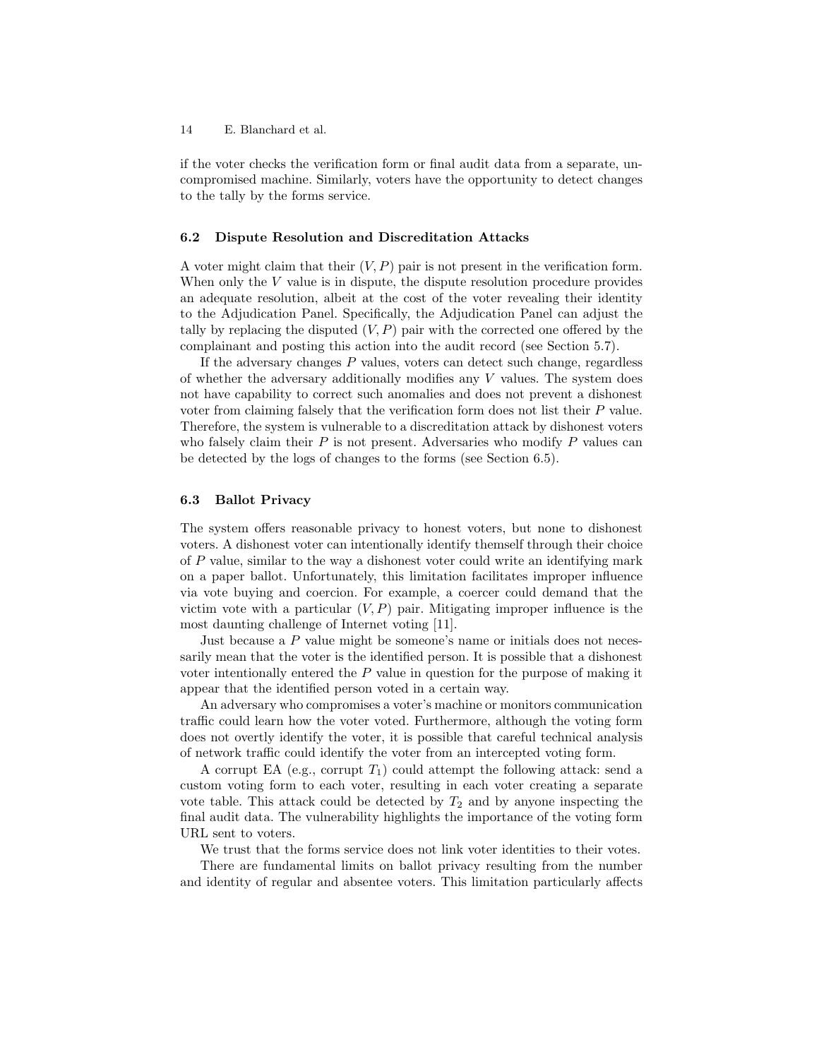if the voter checks the verification form or final audit data from a separate, uncompromised machine. Similarly, voters have the opportunity to detect changes to the tally by the forms service.

### 6.2 Dispute Resolution and Discreditation Attacks

A voter might claim that their $(V, P)$ pair is not present in the verification form. When only the $V$ value is in dispute, the dispute resolution procedure provides an adequate resolution, albeit at the cost of the voter revealing their identity to the Adjudication Panel. Specifically, the Adjudication Panel can adjust the tally by replacing the disputed $(V, P)$ pair with the corrected one offered by the complainant and posting this action into the audit record (see Section 5.7).

If the adversary changes $P$ values, voters can detect such change, regardless of whether the adversary additionally modifies any $V$ values. The system does not have capability to correct such anomalies and does not prevent a dishonest voter from claiming falsely that the verification form does not list their $P$ value. Therefore, the system is vulnerable to a discreditation attack by dishonest voters who falsely claim their $P$ is not present. Adversaries who modify $P$ values can be detected by the logs of changes to the forms (see Section 6.5).

### 6.3 Ballot Privacy

The system offers reasonable privacy to honest voters, but none to dishonest voters. A dishonest voter can intentionally identify themself through their choice of $P$ value, similar to the way a dishonest voter could write an identifying mark on a paper ballot. Unfortunately, this limitation facilitates improper influence via vote buying and coercion. For example, a coercer could demand that the victim vote with a particular $(V, P)$ pair. Mitigating improper influence is the most daunting challenge of Internet voting [11].

Just because a $P$ value might be someone's name or initials does not necessarily mean that the voter is the identified person. It is possible that a dishonest voter intentionally entered the $P$ value in question for the purpose of making it appear that the identified person voted in a certain way.

An adversary who compromises a voter's machine or monitors communication traffic could learn how the voter voted. Furthermore, although the voting form does not overtly identify the voter, it is possible that careful technical analysis of network traffic could identify the voter from an intercepted voting form.

A corrupt EA (e.g., corrupt $T_1$) could attempt the following attack: send a custom voting form to each voter, resulting in each voter creating a separate vote table. This attack could be detected by $T_2$ and by anyone inspecting the final audit data. The vulnerability highlights the importance of the voting form URL sent to voters.

We trust that the forms service does not link voter identities to their votes.

There are fundamental limits on ballot privacy resulting from the number and identity of regular and absentee voters. This limitation particularly affects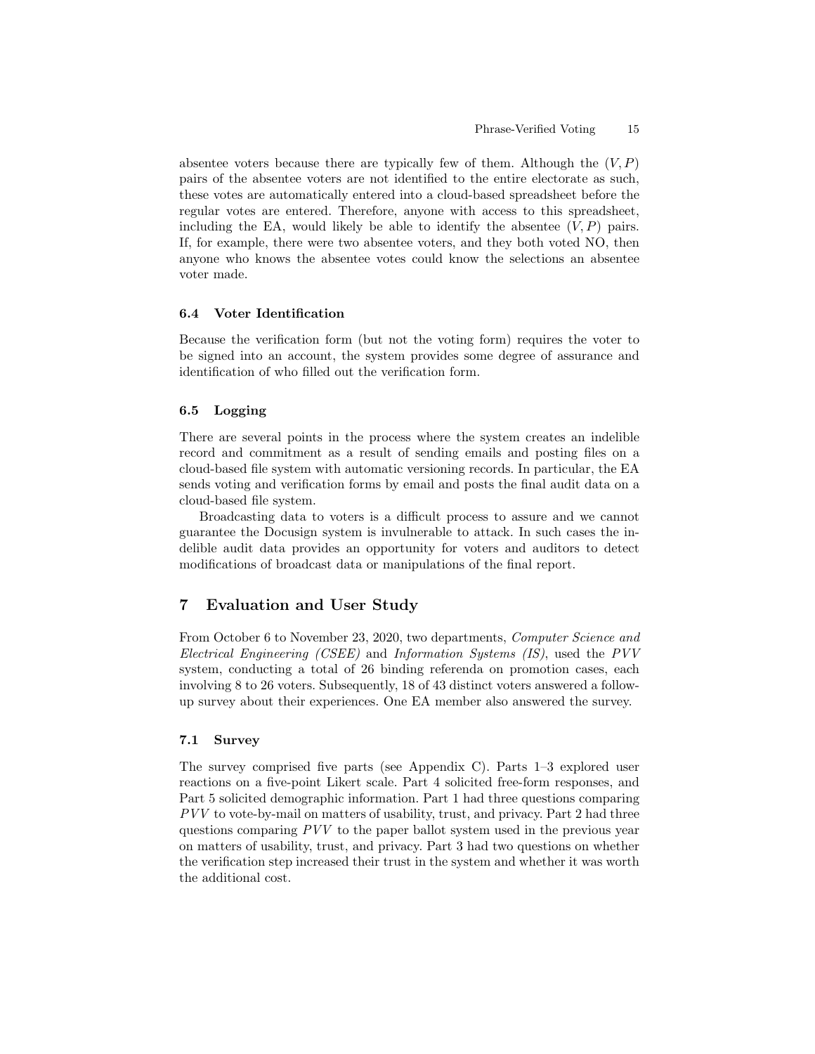absentee voters because there are typically few of them. Although the $(V, P)$ pairs of the absentee voters are not identified to the entire electorate as such, these votes are automatically entered into a cloud-based spreadsheet before the regular votes are entered. Therefore, anyone with access to this spreadsheet, including the EA, would likely be able to identify the absentee $(V, P)$ pairs. If, for example, there were two absentee voters, and they both voted NO, then anyone who knows the absentee votes could know the selections an absentee voter made.

### 6.4 Voter Identification

Because the verification form (but not the voting form) requires the voter to be signed into an account, the system provides some degree of assurance and identification of who filled out the verification form.

### 6.5 Logging

There are several points in the process where the system creates an indelible record and commitment as a result of sending emails and posting files on a cloud-based file system with automatic versioning records. In particular, the EA sends voting and verification forms by email and posts the final audit data on a cloud-based file system.

Broadcasting data to voters is a difficult process to assure and we cannot guarantee the Docusign system is invulnerable to attack. In such cases the indelible audit data provides an opportunity for voters and auditors to detect modifications of broadcast data or manipulations of the final report.

## 7 Evaluation and User Study

From October 6 to November 23, 2020, two departments, *Computer Science and Electrical Engineering (CSEE)* and *Information Systems (IS)*, used the $PVV$ system, conducting a total of 26 binding referenda on promotion cases, each involving 8 to 26 voters. Subsequently, 18 of 43 distinct voters answered a follow-up survey about their experiences. One EA member also answered the survey.

### 7.1 Survey

The survey comprised five parts (see Appendix C). Parts 1–3 explored user reactions on a five-point Likert scale. Part 4 solicited free-form responses, and Part 5 solicited demographic information. Part 1 had three questions comparing $PVV$ to vote-by-mail on matters of usability, trust, and privacy. Part 2 had three questions comparing $PVV$ to the paper ballot system used in the previous year on matters of usability, trust, and privacy. Part 3 had two questions on whether the verification step increased their trust in the system and whether it was worth the additional cost.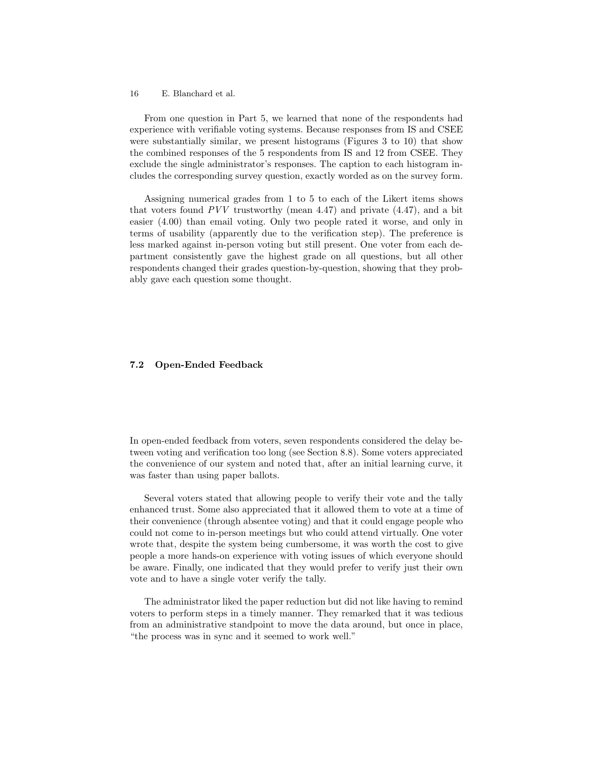From one question in Part 5, we learned that none of the respondents had experience with verifiable voting systems. Because responses from IS and CSEE were substantially similar, we present histograms (Figures 3 to 10) that show the combined responses of the 5 respondents from IS and 12 from CSEE. They exclude the single administrator's responses. The caption to each histogram includes the corresponding survey question, exactly worded as on the survey form.

Assigning numerical grades from 1 to 5 to each of the Likert items shows that voters found $PVV$ trustworthy (mean 4.47) and private (4.47), and a bit easier (4.00) than email voting. Only two people rated it worse, and only in terms of usability (apparently due to the verification step). The preference is less marked against in-person voting but still present. One voter from each department consistently gave the highest grade on all questions, but all other respondents changed their grades question-by-question, showing that they probably gave each question some thought.

### 7.2 Open-Ended Feedback

In open-ended feedback from voters, seven respondents considered the delay between voting and verification too long (see Section 8.8). Some voters appreciated the convenience of our system and noted that, after an initial learning curve, it was faster than using paper ballots.

Several voters stated that allowing people to verify their vote and the tally enhanced trust. Some also appreciated that it allowed them to vote at a time of their convenience (through absentee voting) and that it could engage people who could not come to in-person meetings but who could attend virtually. One voter wrote that, despite the system being cumbersome, it was worth the cost to give people a more hands-on experience with voting issues of which everyone should be aware. Finally, one indicated that they would prefer to verify just their own vote and to have a single voter verify the tally.

The administrator liked the paper reduction but did not like having to remind voters to perform steps in a timely manner. They remarked that it was tedious from an administrative standpoint to move the data around, but once in place, "the process was in sync and it seemed to work well."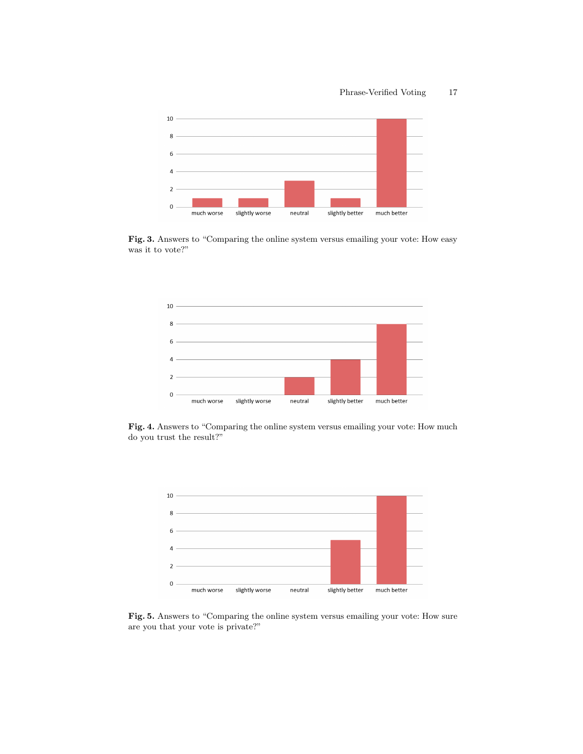**Fig. 3.** Answers to "Comparing the online system versus emailing your vote: How easy was it to vote?"

**Fig. 4.** Answers to "Comparing the online system versus emailing your vote: How much do you trust the result?"

**Fig. 5.** Answers to "Comparing the online system versus emailing your vote: How sure are you that your vote is private?"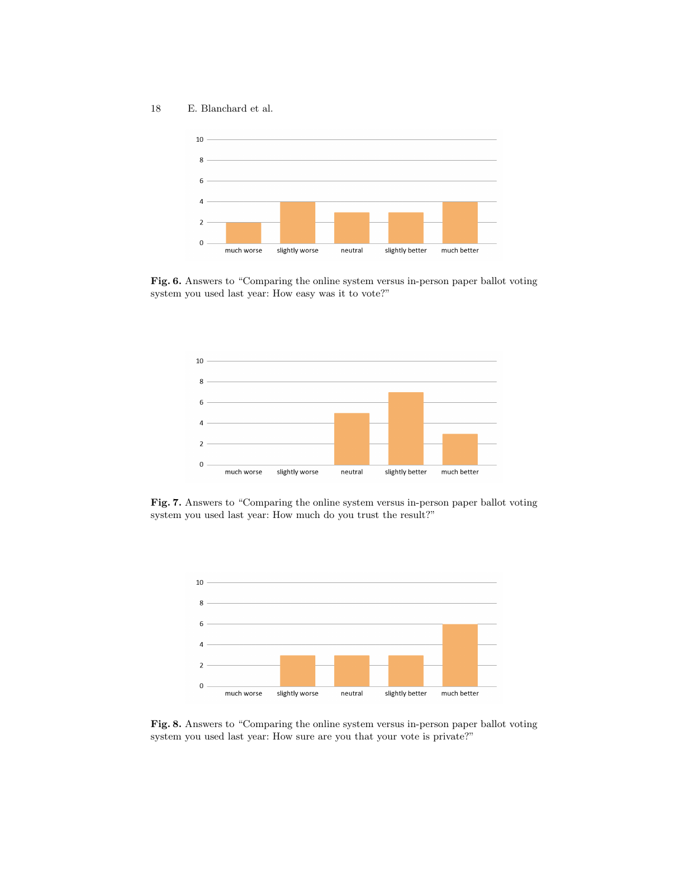**Fig. 6.** Answers to "Comparing the online system versus in-person paper ballot voting system you used last year: How easy was it to vote?"

**Fig. 7.** Answers to "Comparing the online system versus in-person paper ballot voting system you used last year: How much do you trust the result?"

**Fig. 8.** Answers to "Comparing the online system versus in-person paper ballot voting system you used last year: How sure are you that your vote is private?"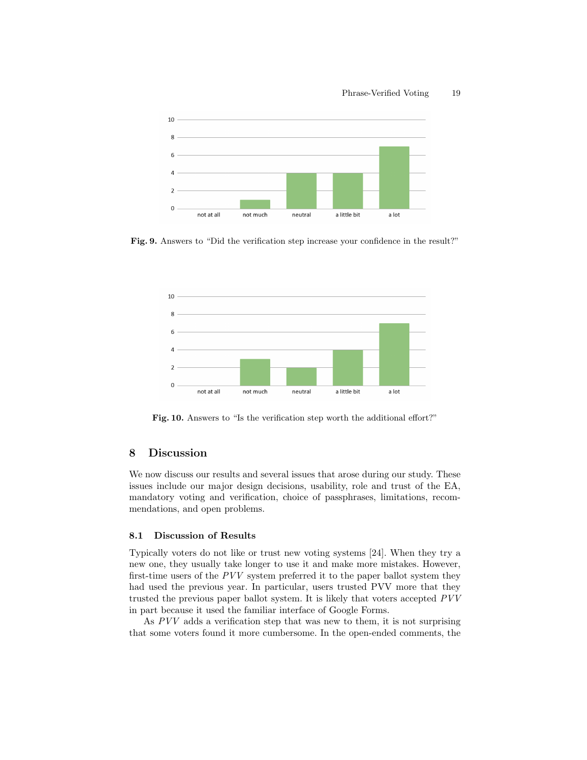Fig. 9. Answers to "Did the verification step increase your confidence in the result?"

Fig. 10. Answers to "Is the verification step worth the additional effort?"

## 8 Discussion

We now discuss our results and several issues that arose during our study. These issues include our major design decisions, usability, role and trust of the EA, mandatory voting and verification, choice of passphrases, limitations, recommendations, and open problems.

### 8.1 Discussion of Results

Typically voters do not like or trust new voting systems [24]. When they try a new one, they usually take longer to use it and make more mistakes. However, first-time users of the *PVV* system preferred it to the paper ballot system they had used the previous year. In particular, users trusted PVV more that they trusted the previous paper ballot system. It is likely that voters accepted *PVV* in part because it used the familiar interface of Google Forms.

As *PVV* adds a verification step that was new to them, it is not surprising that some voters found it more cumbersome. In the open-ended comments, the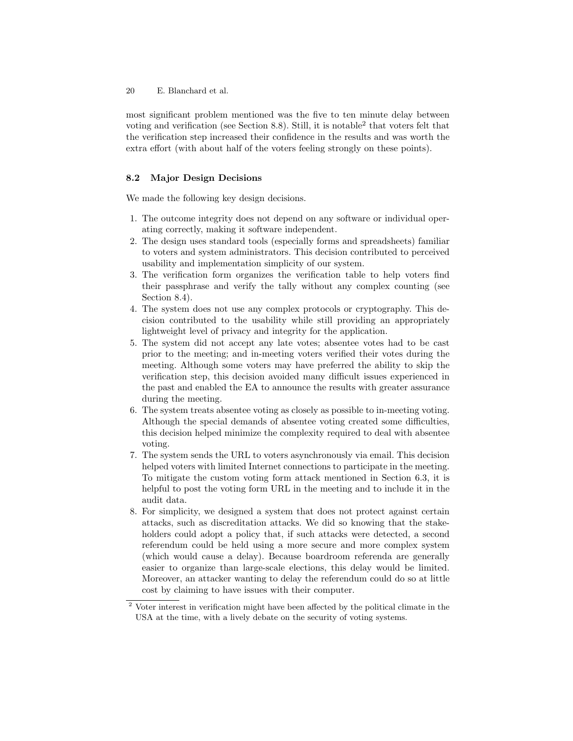most significant problem mentioned was the five to ten minute delay between voting and verification (see Section 8.8). Still, it is notable[2] that voters felt that the verification step increased their confidence in the results and was worth the extra effort (with about half of the voters feeling strongly on these points).

### 8.2 Major Design Decisions

We made the following key design decisions.

1. The outcome integrity does not depend on any software or individual operating correctly, making it software independent.
2. The design uses standard tools (especially forms and spreadsheets) familiar to voters and system administrators. This decision contributed to perceived usability and implementation simplicity of our system.
3. The verification form organizes the verification table to help voters find their passphrase and verify the tally without any complex counting (see Section 8.4).
4. The system does not use any complex protocols or cryptography. This decision contributed to the usability while still providing an appropriately lightweight level of privacy and integrity for the application.
5. The system did not accept any late votes; absentee votes had to be cast prior to the meeting; and in-meeting voters verified their votes during the meeting. Although some voters may have preferred the ability to skip the verification step, this decision avoided many difficult issues experienced in the past and enabled the EA to announce the results with greater assurance during the meeting.
6. The system treats absentee voting as closely as possible to in-meeting voting. Although the special demands of absentee voting created some difficulties, this decision helped minimize the complexity required to deal with absentee voting.
7. The system sends the URL to voters asynchronously via email. This decision helped voters with limited Internet connections to participate in the meeting. To mitigate the custom voting form attack mentioned in Section 6.3, it is helpful to post the voting form URL in the meeting and to include it in the audit data.
8. For simplicity, we designed a system that does not protect against certain attacks, such as discreditation attacks. We did so knowing that the stakeholders could adopt a policy that, if such attacks were detected, a second referendum could be held using a more secure and more complex system (which would cause a delay). Because boardroom referenda are generally easier to organize than large-scale elections, this delay would be limited. Moreover, an attacker wanting to delay the referendum could do so at little cost by claiming to have issues with their computer.

[2] Voter interest in verification might have been affected by the political climate in the USA at the time, with a lively debate on the security of voting systems.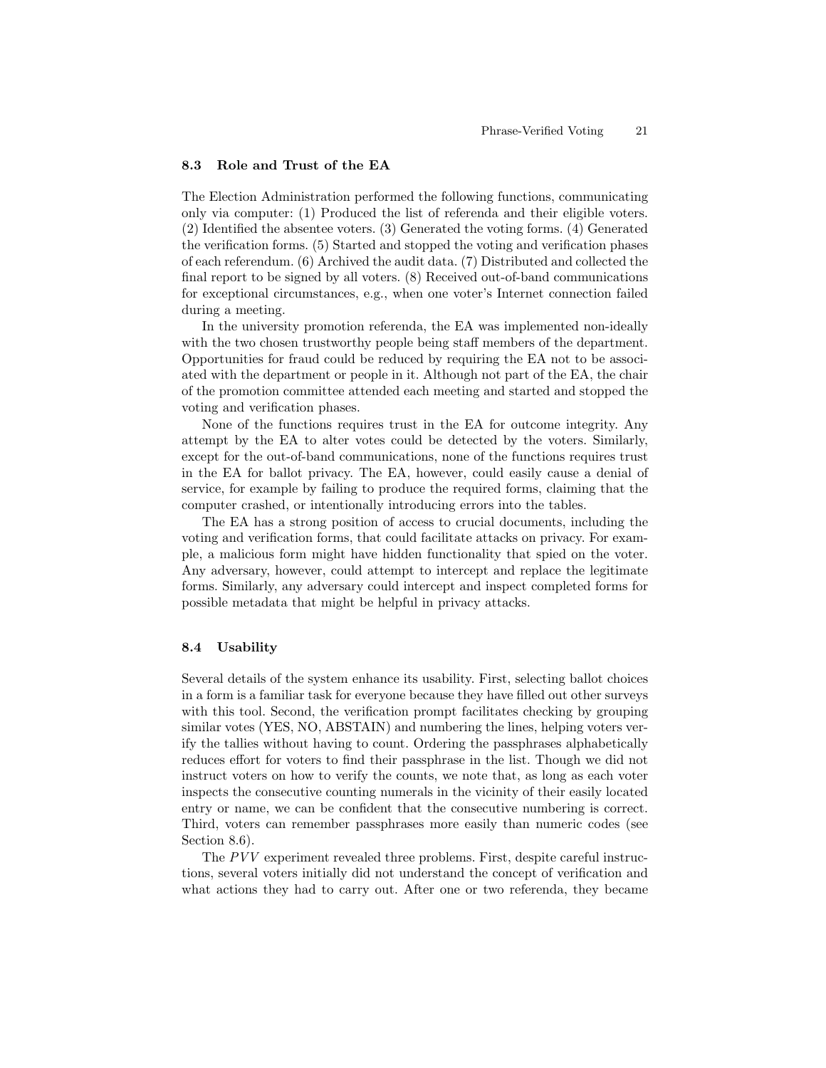### 8.3 Role and Trust of the EA

The Election Administration performed the following functions, communicating only via computer: (1) Produced the list of referenda and their eligible voters. (2) Identified the absentee voters. (3) Generated the voting forms. (4) Generated the verification forms. (5) Started and stopped the voting and verification phases of each referendum. (6) Archived the audit data. (7) Distributed and collected the final report to be signed by all voters. (8) Received out-of-band communications for exceptional circumstances, e.g., when one voter's Internet connection failed during a meeting.

In the university promotion referenda, the EA was implemented non-ideally with the two chosen trustworthy people being staff members of the department. Opportunities for fraud could be reduced by requiring the EA not to be associated with the department or people in it. Although not part of the EA, the chair of the promotion committee attended each meeting and started and stopped the voting and verification phases.

None of the functions requires trust in the EA for outcome integrity. Any attempt by the EA to alter votes could be detected by the voters. Similarly, except for the out-of-band communications, none of the functions requires trust in the EA for ballot privacy. The EA, however, could easily cause a denial of service, for example by failing to produce the required forms, claiming that the computer crashed, or intentionally introducing errors into the tables.

The EA has a strong position of access to crucial documents, including the voting and verification forms, that could facilitate attacks on privacy. For example, a malicious form might have hidden functionality that spied on the voter. Any adversary, however, could attempt to intercept and replace the legitimate forms. Similarly, any adversary could intercept and inspect completed forms for possible metadata that might be helpful in privacy attacks.

### 8.4 Usability

Several details of the system enhance its usability. First, selecting ballot choices in a form is a familiar task for everyone because they have filled out other surveys with this tool. Second, the verification prompt facilitates checking by grouping similar votes (YES, NO, ABSTAIN) and numbering the lines, helping voters verify the tallies without having to count. Ordering the passphrases alphabetically reduces effort for voters to find their passphrase in the list. Though we did not instruct voters on how to verify the counts, we note that, as long as each voter inspects the consecutive counting numerals in the vicinity of their easily located entry or name, we can be confident that the consecutive numbering is correct. Third, voters can remember passphrases more easily than numeric codes (see Section 8.6).

The *PVV* experiment revealed three problems. First, despite careful instructions, several voters initially did not understand the concept of verification and what actions they had to carry out. After one or two referenda, they became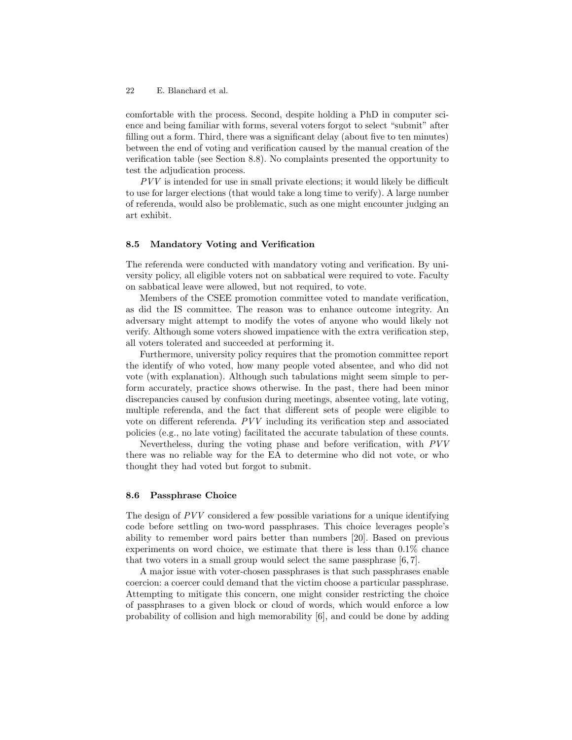comfortable with the process. Second, despite holding a PhD in computer science and being familiar with forms, several voters forgot to select "submit" after filling out a form. Third, there was a significant delay (about five to ten minutes) between the end of voting and verification caused by the manual creation of the verification table (see Section 8.8). No complaints presented the opportunity to test the adjudication process.

*PVV* is intended for use in small private elections; it would likely be difficult to use for larger elections (that would take a long time to verify). A large number of referenda, would also be problematic, such as one might encounter judging an art exhibit.

### 8.5 Mandatory Voting and Verification

The referenda were conducted with mandatory voting and verification. By university policy, all eligible voters not on sabbatical were required to vote. Faculty on sabbatical leave were allowed, but not required, to vote.

Members of the CSEE promotion committee voted to mandate verification, as did the IS committee. The reason was to enhance outcome integrity. An adversary might attempt to modify the votes of anyone who would likely not verify. Although some voters showed impatience with the extra verification step, all voters tolerated and succeeded at performing it.

Furthermore, university policy requires that the promotion committee report the identify of who voted, how many people voted absentee, and who did not vote (with explanation). Although such tabulations might seem simple to perform accurately, practice shows otherwise. In the past, there had been minor discrepancies caused by confusion during meetings, absentee voting, late voting, multiple referenda, and the fact that different sets of people were eligible to vote on different referenda. *PVV* including its verification step and associated policies (e.g., no late voting) facilitated the accurate tabulation of these counts.

Nevertheless, during the voting phase and before verification, with *PVV* there was no reliable way for the EA to determine who did not vote, or who thought they had voted but forgot to submit.

### 8.6 Passphrase Choice

The design of *PVV* considered a few possible variations for a unique identifying code before settling on two-word passphrases. This choice leverages people's ability to remember word pairs better than numbers [20]. Based on previous experiments on word choice, we estimate that there is less than 0.1% chance that two voters in a small group would select the same passphrase [6, 7].

A major issue with voter-chosen passphrases is that such passphrases enable coercion: a coercer could demand that the victim choose a particular passphrase. Attempting to mitigate this concern, one might consider restricting the choice of passphrases to a given block or cloud of words, which would enforce a low probability of collision and high memorability [6], and could be done by adding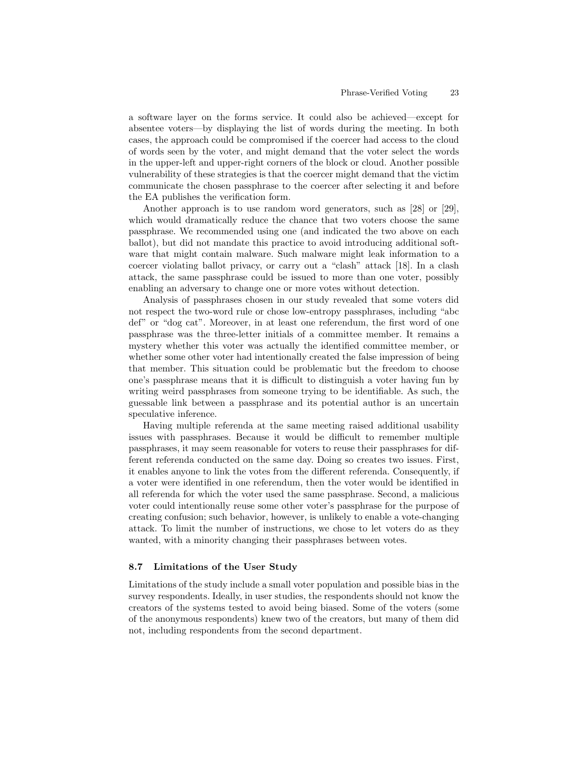a software layer on the forms service. It could also be achieved—except for absentee voters—by displaying the list of words during the meeting. In both cases, the approach could be compromised if the coercer had access to the cloud of words seen by the voter, and might demand that the voter select the words in the upper-left and upper-right corners of the block or cloud. Another possible vulnerability of these strategies is that the coercer might demand that the victim communicate the chosen passphrase to the coercer after selecting it and before the EA publishes the verification form.

Another approach is to use random word generators, such as [28] or [29], which would dramatically reduce the chance that two voters choose the same passphrase. We recommended using one (and indicated the two above on each ballot), but did not mandate this practice to avoid introducing additional software that might contain malware. Such malware might leak information to a coercer violating ballot privacy, or carry out a "clash" attack [18]. In a clash attack, the same passphrase could be issued to more than one voter, possibly enabling an adversary to change one or more votes without detection.

Analysis of passphrases chosen in our study revealed that some voters did not respect the two-word rule or chose low-entropy passphrases, including "abc def" or "dog cat". Moreover, in at least one referendum, the first word of one passphrase was the three-letter initials of a committee member. It remains a mystery whether this voter was actually the identified committee member, or whether some other voter had intentionally created the false impression of being that member. This situation could be problematic but the freedom to choose one's passphrase means that it is difficult to distinguish a voter having fun by writing weird passphrases from someone trying to be identifiable. As such, the guessable link between a passphrase and its potential author is an uncertain speculative inference.

Having multiple referenda at the same meeting raised additional usability issues with passphrases. Because it would be difficult to remember multiple passphrases, it may seem reasonable for voters to reuse their passphrases for different referenda conducted on the same day. Doing so creates two issues. First, it enables anyone to link the votes from the different referenda. Consequently, if a voter were identified in one referendum, then the voter would be identified in all referenda for which the voter used the same passphrase. Second, a malicious voter could intentionally reuse some other voter's passphrase for the purpose of creating confusion; such behavior, however, is unlikely to enable a vote-changing attack. To limit the number of instructions, we chose to let voters do as they wanted, with a minority changing their passphrases between votes.

### 8.7 Limitations of the User Study

Limitations of the study include a small voter population and possible bias in the survey respondents. Ideally, in user studies, the respondents should not know the creators of the systems tested to avoid being biased. Some of the voters (some of the anonymous respondents) knew two of the creators, but many of them did not, including respondents from the second department.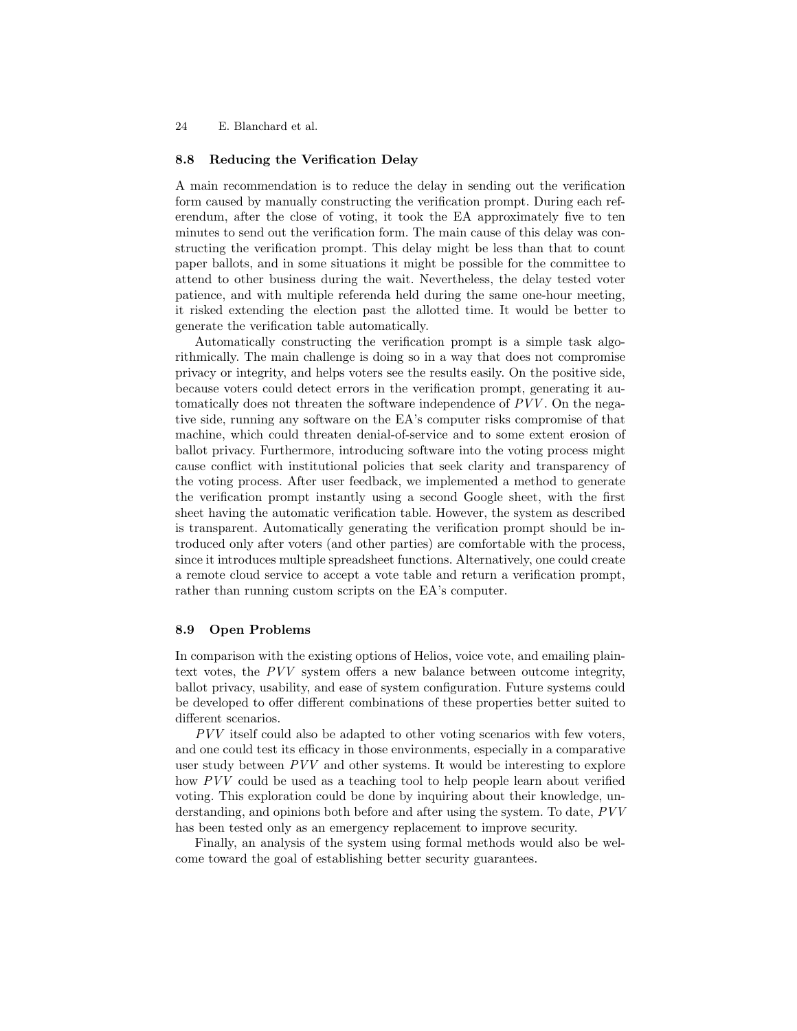### 8.8 Reducing the Verification Delay

A main recommendation is to reduce the delay in sending out the verification form caused by manually constructing the verification prompt. During each referendum, after the close of voting, it took the EA approximately five to ten minutes to send out the verification form. The main cause of this delay was constructing the verification prompt. This delay might be less than that to count paper ballots, and in some situations it might be possible for the committee to attend to other business during the wait. Nevertheless, the delay tested voter patience, and with multiple referenda held during the same one-hour meeting, it risked extending the election past the allotted time. It would be better to generate the verification table automatically.

Automatically constructing the verification prompt is a simple task algorithmically. The main challenge is doing so in a way that does not compromise privacy or integrity, and helps voters see the results easily. On the positive side, because voters could detect errors in the verification prompt, generating it automatically does not threaten the software independence of *PVV*. On the negative side, running any software on the EA's computer risks compromise of that machine, which could threaten denial-of-service and to some extent erosion of ballot privacy. Furthermore, introducing software into the voting process might cause conflict with institutional policies that seek clarity and transparency of the voting process. After user feedback, we implemented a method to generate the verification prompt instantly using a second Google sheet, with the first sheet having the automatic verification table. However, the system as described is transparent. Automatically generating the verification prompt should be introduced only after voters (and other parties) are comfortable with the process, since it introduces multiple spreadsheet functions. Alternatively, one could create a remote cloud service to accept a vote table and return a verification prompt, rather than running custom scripts on the EA's computer.

### 8.9 Open Problems

In comparison with the existing options of Helios, voice vote, and emailing plaintext votes, the *PVV* system offers a new balance between outcome integrity, ballot privacy, usability, and ease of system configuration. Future systems could be developed to offer different combinations of these properties better suited to different scenarios.

*PVV* itself could also be adapted to other voting scenarios with few voters, and one could test its efficacy in those environments, especially in a comparative user study between *PVV* and other systems. It would be interesting to explore how *PVV* could be used as a teaching tool to help people learn about verified voting. This exploration could be done by inquiring about their knowledge, understanding, and opinions both before and after using the system. To date, *PVV* has been tested only as an emergency replacement to improve security.

Finally, an analysis of the system using formal methods would also be welcome toward the goal of establishing better security guarantees.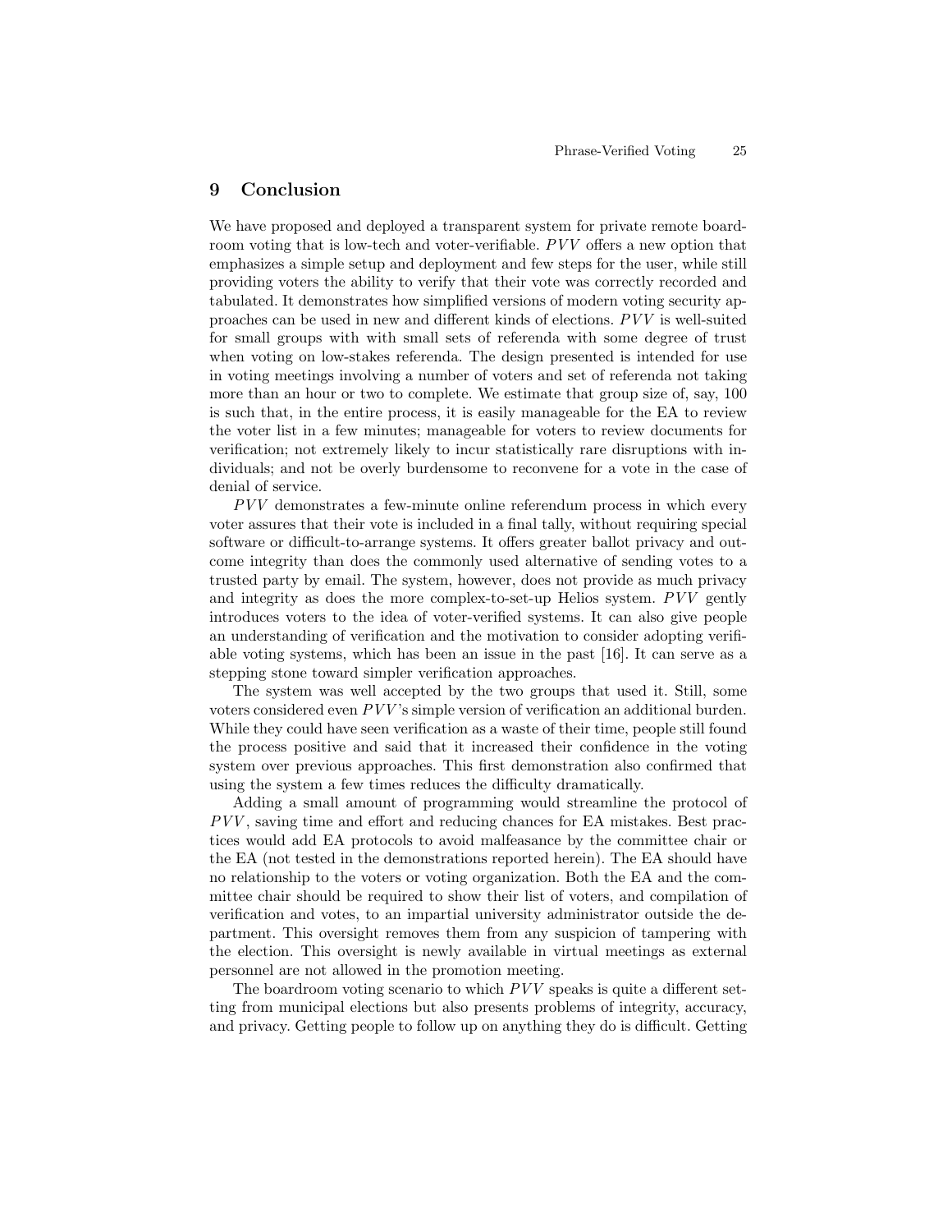## 9 Conclusion

We have proposed and deployed a transparent system for private remote boardroom voting that is low-tech and voter-verifiable. *PVV* offers a new option that emphasizes a simple setup and deployment and few steps for the user, while still providing voters the ability to verify that their vote was correctly recorded and tabulated. It demonstrates how simplified versions of modern voting security approaches can be used in new and different kinds of elections. *PVV* is well-suited for small groups with with small sets of referenda with some degree of trust when voting on low-stakes referenda. The design presented is intended for use in voting meetings involving a number of voters and set of referenda not taking more than an hour or two to complete. We estimate that group size of, say, 100 is such that, in the entire process, it is easily manageable for the EA to review the voter list in a few minutes; manageable for voters to review documents for verification; not extremely likely to incur statistically rare disruptions with individuals; and not be overly burdensome to reconvene for a vote in the case of denial of service.

*PVV* demonstrates a few-minute online referendum process in which every voter assures that their vote is included in a final tally, without requiring special software or difficult-to-arrange systems. It offers greater ballot privacy and outcome integrity than does the commonly used alternative of sending votes to a trusted party by email. The system, however, does not provide as much privacy and integrity as does the more complex-to-set-up Helios system. *PVV* gently introduces voters to the idea of voter-verified systems. It can also give people an understanding of verification and the motivation to consider adopting verifiable voting systems, which has been an issue in the past [16]. It can serve as a stepping stone toward simpler verification approaches.

The system was well accepted by the two groups that used it. Still, some voters considered even *PVV*'s simple version of verification an additional burden. While they could have seen verification as a waste of their time, people still found the process positive and said that it increased their confidence in the voting system over previous approaches. This first demonstration also confirmed that using the system a few times reduces the difficulty dramatically.

Adding a small amount of programming would streamline the protocol of *PVV*, saving time and effort and reducing chances for EA mistakes. Best practices would add EA protocols to avoid malfeasance by the committee chair or the EA (not tested in the demonstrations reported herein). The EA should have no relationship to the voters or voting organization. Both the EA and the committee chair should be required to show their list of voters, and compilation of verification and votes, to an impartial university administrator outside the department. This oversight removes them from any suspicion of tampering with the election. This oversight is newly available in virtual meetings as external personnel are not allowed in the promotion meeting.

The boardroom voting scenario to which *PVV* speaks is quite a different setting from municipal elections but also presents problems of integrity, accuracy, and privacy. Getting people to follow up on anything they do is difficult. Getting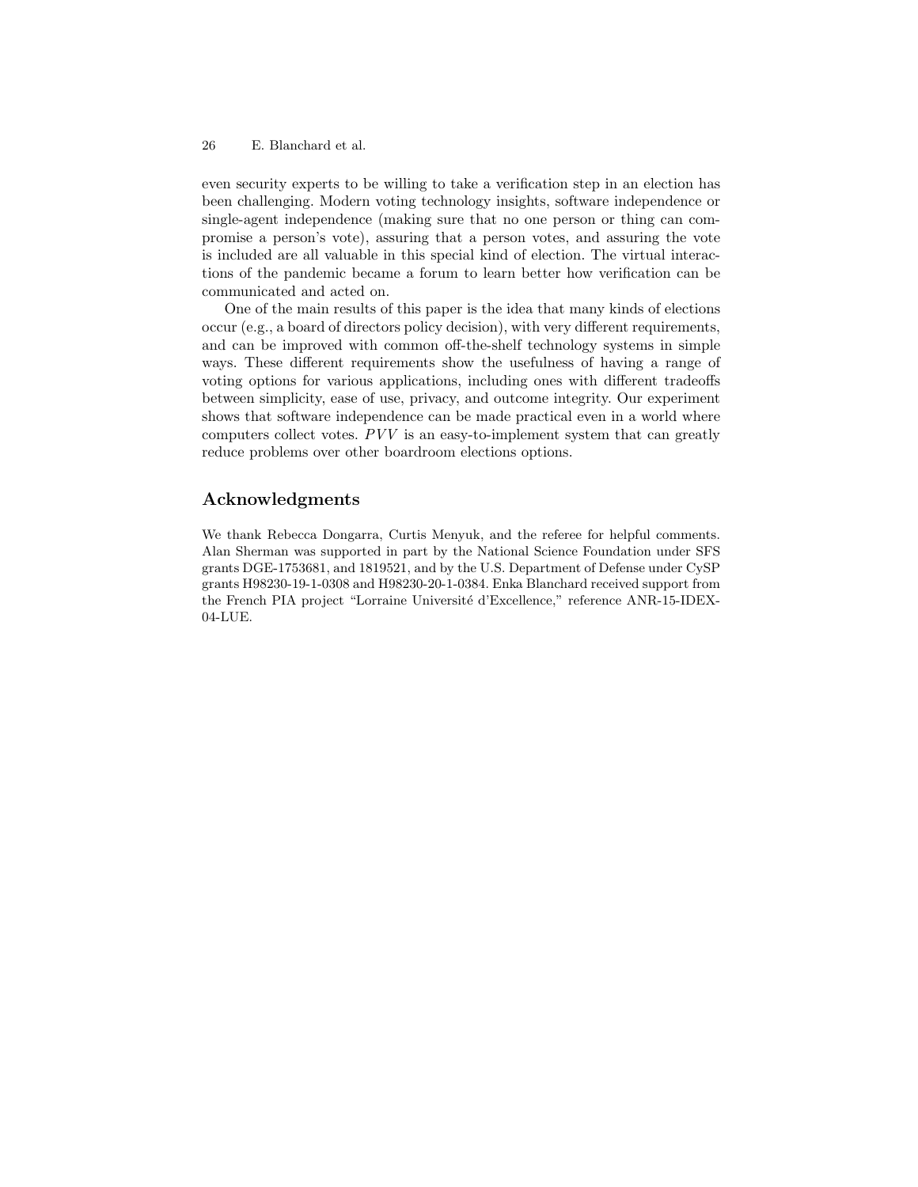even security experts to be willing to take a verification step in an election has been challenging. Modern voting technology insights, software independence or single-agent independence (making sure that no one person or thing can compromise a person's vote), assuring that a person votes, and assuring the vote is included are all valuable in this special kind of election. The virtual interactions of the pandemic became a forum to learn better how verification can be communicated and acted on.

One of the main results of this paper is the idea that many kinds of elections occur (e.g., a board of directors policy decision), with very different requirements, and can be improved with common off-the-shelf technology systems in simple ways. These different requirements show the usefulness of having a range of voting options for various applications, including ones with different tradeoffs between simplicity, ease of use, privacy, and outcome integrity. Our experiment shows that software independence can be made practical even in a world where computers collect votes. $PVV$ is an easy-to-implement system that can greatly reduce problems over other boardroom elections options.

## Acknowledgments

We thank Rebecca Dongarra, Curtis Menyuk, and the referee for helpful comments. Alan Sherman was supported in part by the National Science Foundation under SFS grants DGE-1753681, and 1819521, and by the U.S. Department of Defense under CySP grants H98230-19-1-0308 and H98230-20-1-0384. Enka Blanchard received support from the French PIA project "Lorraine Université d'Excellence," reference ANR-15-IDEX-04-LUE.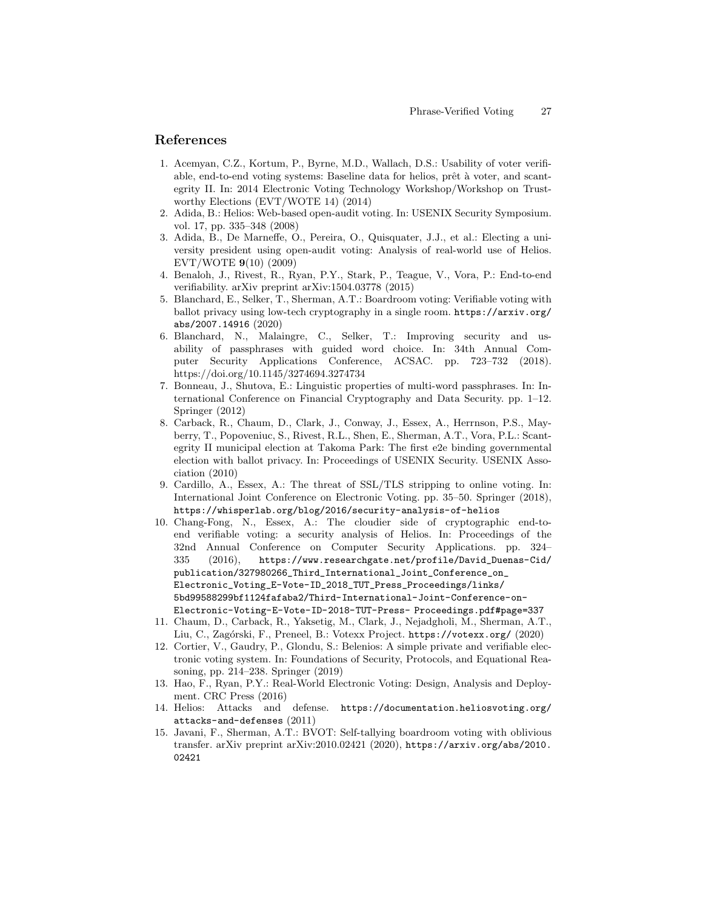## References

1. Acemyan, C.Z., Kortum, P., Byrne, M.D., Wallach, D.S.: Usability of voter verifiable, end-to-end voting systems: Baseline data for helios, prêt à voter, and scantegrity II. In: 2014 Electronic Voting Technology Workshop/Workshop on Trustworthy Elections (EVT/WOTE 14) (2014)
2. Adida, B.: Helios: Web-based open-audit voting. In: USENIX Security Symposium. vol. 17, pp. 335–348 (2008)
3. Adida, B., De Marneffe, O., Pereira, O., Quisquater, J.J., et al.: Electing a university president using open-audit voting: Analysis of real-world use of Helios. EVT/WOTE **9**(10) (2009)
4. Benaloh, J., Rivest, R., Ryan, P.Y., Stark, P., Teague, V., Vora, P.: End-to-end verifiability. arXiv preprint arXiv:1504.03778 (2015)
5. Blanchard, E., Selker, T., Sherman, A.T.: Boardroom voting: Verifiable voting with ballot privacy using low-tech cryptography in a single room. https://arxiv.org/abs/2007.14916 (2020)
6. Blanchard, N., Malaingre, C., Selker, T.: Improving security and usability of passphrases with guided word choice. In: 34th Annual Computer Security Applications Conference, ACSAC. pp. 723–732 (2018). https://doi.org/10.1145/3274694.3274734
7. Bonneau, J., Shutova, E.: Linguistic properties of multi-word passphrases. In: International Conference on Financial Cryptography and Data Security. pp. 1–12. Springer (2012)
8. Carback, R., Chaum, D., Clark, J., Conway, J., Essex, A., Herrnson, P.S., Mayberry, T., Popoveniuc, S., Rivest, R.L., Shen, E., Sherman, A.T., Vora, P.L.: Scantegrity II municipal election at Takoma Park: The first e2e binding governmental election with ballot privacy. In: Proceedings of USENIX Security. USENIX Association (2010)
9. Cardillo, A., Essex, A.: The threat of SSL/TLS stripping to online voting. In: International Joint Conference on Electronic Voting. pp. 35–50. Springer (2018), https://whisperlab.org/blog/2016/security-analysis-of-helios
10. Chang-Fong, N., Essex, A.: The cloudier side of cryptographic end-to-end verifiable voting: a security analysis of Helios. In: Proceedings of the 32nd Annual Conference on Computer Security Applications. pp. 324–335 (2016), https://www.researchgate.net/profile/David_Duenas-Cid/publication/327980266_Third_International_Joint_Conference_on_Electronic_Voting_E-Vote-ID_2018_TUT_Press_Proceedings/links/5bd99588299bf1124fafaba2/Third-International-Joint-Conference-on-Electronic-Voting-E-Vote-ID-2018-TUT-Press- Proceedings.pdf#page=337
11. Chaum, D., Carback, R., Yaksetig, M., Clark, J., Nejadgholi, M., Sherman, A.T., Liu, C., Zagórski, F., Preneel, B.: Votexx Project. https://votexx.org/ (2020)
12. Cortier, V., Gaudry, P., Glondu, S.: Belenios: A simple private and verifiable electronic voting system. In: Foundations of Security, Protocols, and Equational Reasoning, pp. 214–238. Springer (2019)
13. Hao, F., Ryan, P.Y.: Real-World Electronic Voting: Design, Analysis and Deployment. CRC Press (2016)
14. Helios: Attacks and defense. https://documentation.heliosvoting.org/attacks-and-defenses (2011)
15. Javani, F., Sherman, A.T.: BVOT: Self-tallying boardroom voting with oblivious transfer. arXiv preprint arXiv:2010.02421 (2020), https://arxiv.org/abs/2010.02421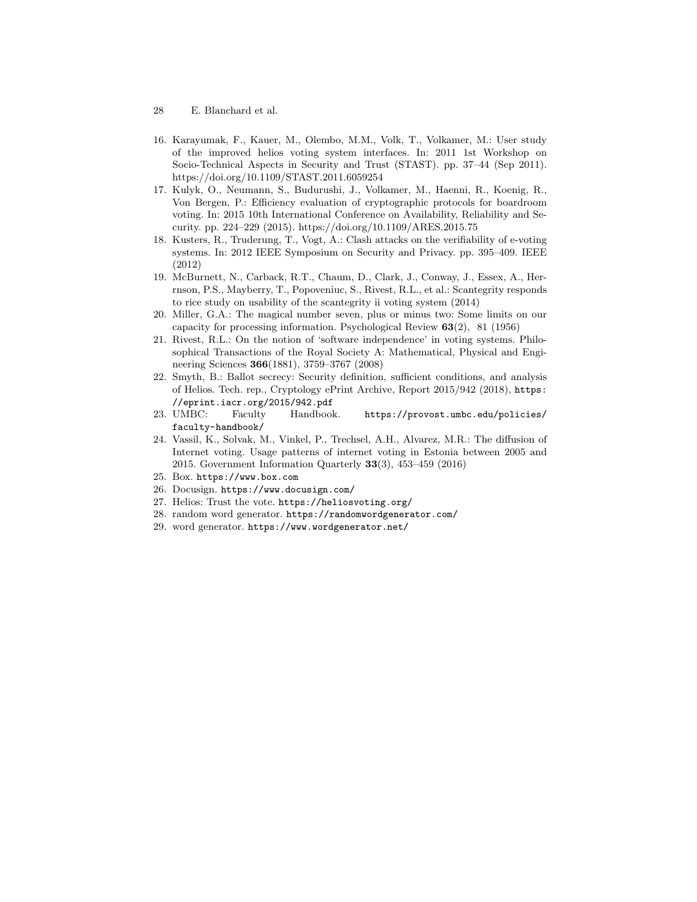16. Karayumak, F., Kauer, M., Olembo, M.M., Volk, T., Volkamer, M.: User study of the improved helios voting system interfaces. In: 2011 1st Workshop on Socio-Technical Aspects in Security and Trust (STAST). pp. 37–44 (Sep 2011). https://doi.org/10.1109/STAST.2011.6059254
17. Kulyk, O., Neumann, S., Budurushi, J., Volkamer, M., Haenni, R., Koenig, R., Von Bergen, P.: Efficiency evaluation of cryptographic protocols for boardroom voting. In: 2015 10th International Conference on Availability, Reliability and Security. pp. 224–229 (2015). https://doi.org/10.1109/ARES.2015.75
18. Kusters, R., Truderung, T., Vogt, A.: Clash attacks on the verifiability of e-voting systems. In: 2012 IEEE Symposium on Security and Privacy. pp. 395–409. IEEE (2012)
19. McBurnett, N., Carback, R.T., Chaum, D., Clark, J., Conway, J., Essex, A., Herrnson, P.S., Mayberry, T., Popoveniuc, S., Rivest, R.L., et al.: Scantegrity responds to rice study on usability of the scantegrity ii voting system (2014)
20. Miller, G.A.: The magical number seven, plus or minus two: Some limits on our capacity for processing information. Psychological Review **63**(2), 81 (1956)
21. Rivest, R.L.: On the notion of 'software independence' in voting systems. Philosophical Transactions of the Royal Society A: Mathematical, Physical and Engineering Sciences **366**(1881), 3759–3767 (2008)
22. Smyth, B.: Ballot secrecy: Security definition, sufficient conditions, and analysis of Helios. Tech. rep., Cryptology ePrint Archive, Report 2015/942 (2018), `https://eprint.iacr.org/2015/942.pdf`
23. UMBC: Faculty Handbook. `https://provost.umbc.edu/policies/faculty-handbook/`
24. Vassil, K., Solvak, M., Vinkel, P., Trechsel, A.H., Alvarez, M.R.: The diffusion of Internet voting. Usage patterns of internet voting in Estonia between 2005 and 2015. Government Information Quarterly **33**(3), 453–459 (2016)
25. Box. `https://www.box.com`
26. Docusign. `https://www.docusign.com/`
27. Helios: Trust the vote. `https://heliosvoting.org/`
28. random word generator. `https://randomwordgenerator.com/`
29. word generator. `https://www.wordgenerator.net/`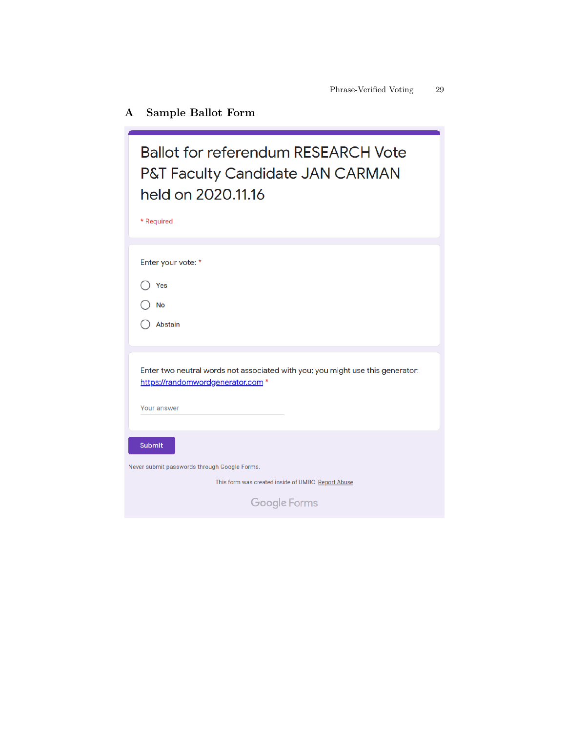# A Sample Ballot Form

Ballot for referendum RESEARCH Vote P&T Faculty Candidate JAN CARMAN held on 2020.11.16

* Required

Enter your vote: *

- ◯ Yes
- ◯ No
- ◯ Abstain

Enter two neutral words not associated with you; you might use this generator: https://randomwordgenerator.com *

Your answer

Submit

Never submit passwords through Google Forms.

This form was created inside of UMBC. Report Abuse

Google Forms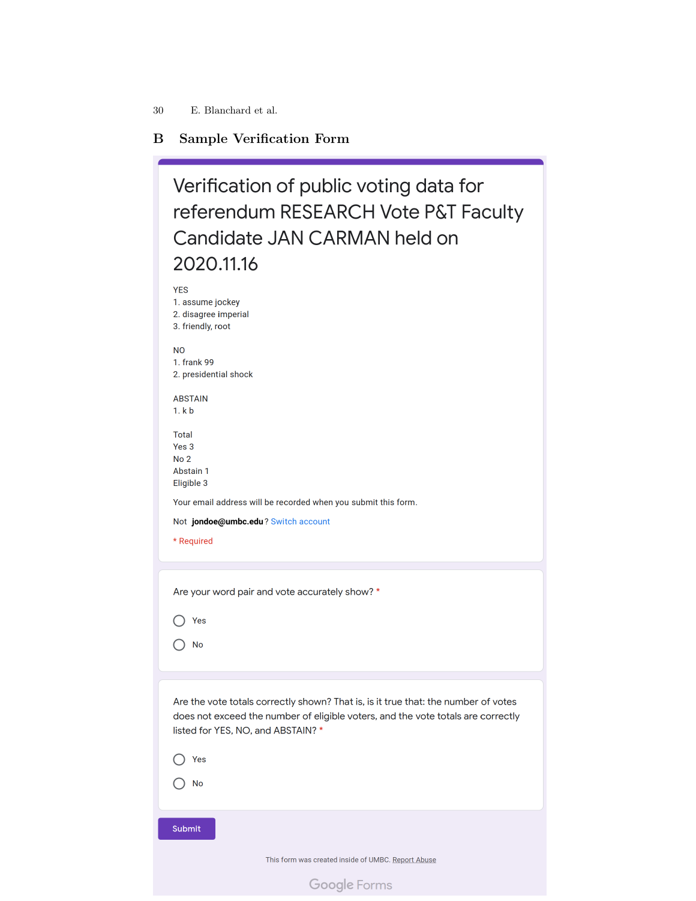## B Sample Verification Form

# Verification of public voting data for referendum RESEARCH Vote P&T Faculty Candidate JAN CARMAN held on 2020.11.16

YES
1. assume jockey
2. disagree imperial
3. friendly, root

NO
1. frank 99
2. presidential shock

ABSTAIN
1. k b

Total
Yes 3
No 2
Abstain 1
Eligible 3

Your email address will be recorded when you submit this form.

Not **jondoe@umbc.edu**? Switch account

* Required

Are your word pair and vote accurately show? *

- Yes
- No

Are the vote totals correctly shown? That is, is it true that: the number of votes does not exceed the number of eligible voters, and the vote totals are correctly listed for YES, NO, and ABSTAIN? *

- Yes
- No

Submit

This form was created inside of UMBC. Report Abuse

Google Forms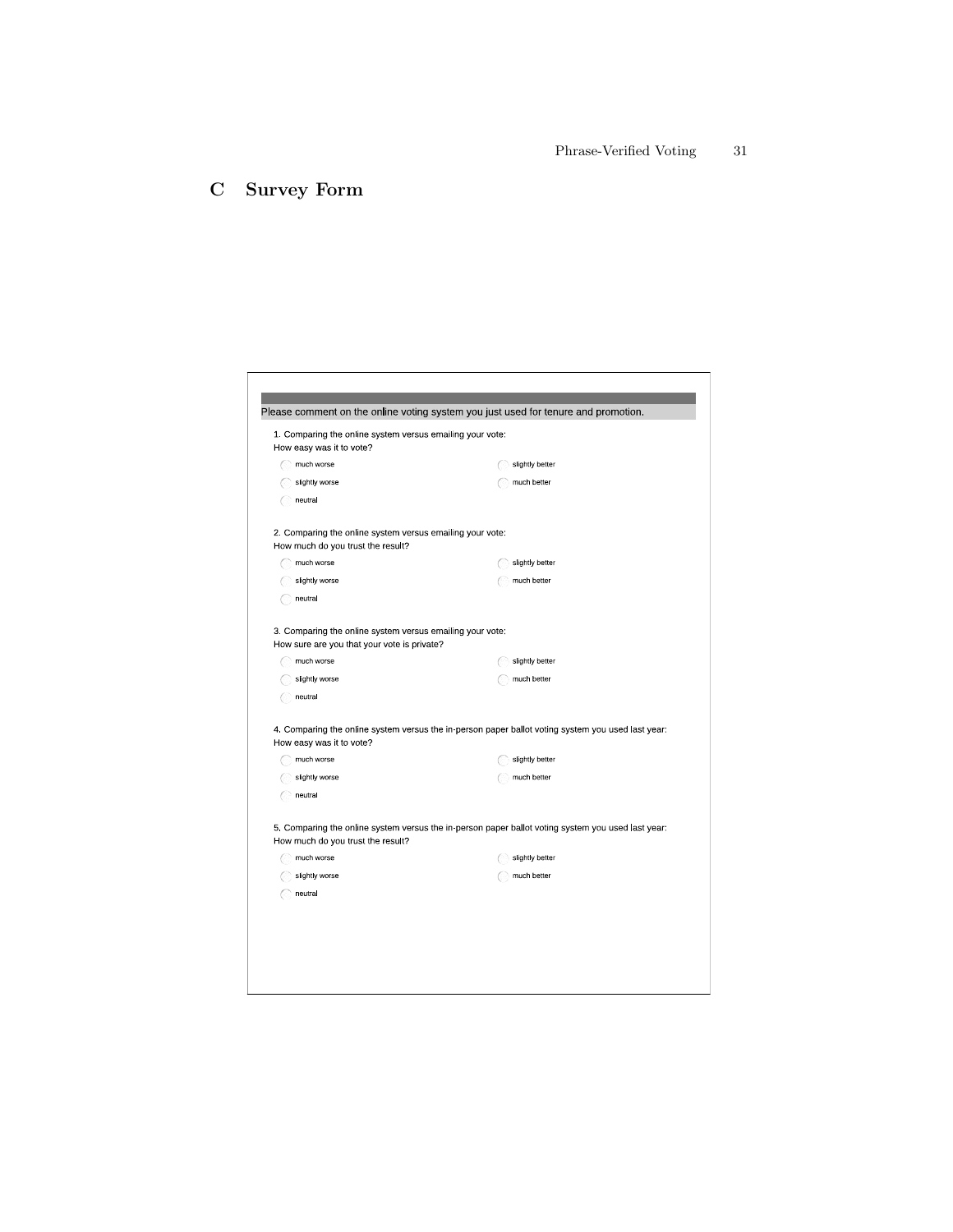## C Survey Form

Please comment on the online voting system you just used for tenure and promotion.

1. Comparing the online system versus emailing your vote:
How easy was it to vote?

- much worse
- slightly worse
- neutral
- slightly better
- much better

2. Comparing the online system versus emailing your vote:
How much do you trust the result?

- much worse
- slightly worse
- neutral
- slightly better
- much better

3. Comparing the online system versus emailing your vote:
How sure are you that your vote is private?

- much worse
- slightly worse
- neutral
- slightly better
- much better

4. Comparing the online system versus the in-person paper ballot voting system you used last year:
How easy was it to vote?

- much worse
- slightly worse
- neutral
- slightly better
- much better

5. Comparing the online system versus the in-person paper ballot voting system you used last year:
How much do you trust the result?

- much worse
- slightly worse
- neutral
- slightly better
- much better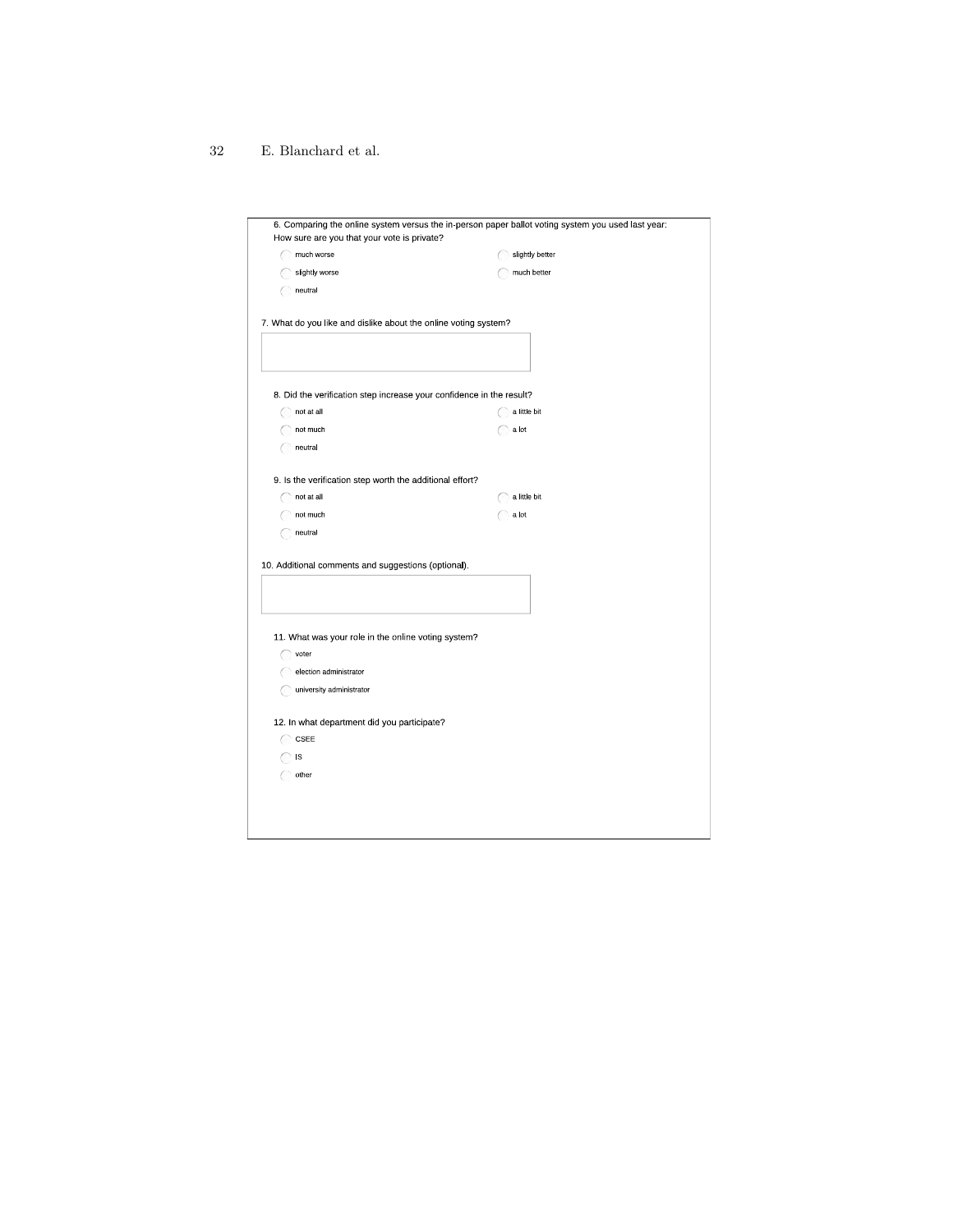6. Comparing the online system versus the in-person paper ballot voting system you used last year: How sure are you that your vote is private?

- much worse
- slightly worse
- neutral
- slightly better
- much better

7. What do you like and dislike about the online voting system?

8. Did the verification step increase your confidence in the result?

- not at all
- not much
- neutral
- a little bit
- a lot

9. Is the verification step worth the additional effort?

- not at all
- not much
- neutral
- a little bit
- a lot

10. Additional comments and suggestions (optional).

11. What was your role in the online voting system?

- voter
- election administrator
- university administrator

12. In what department did you participate?

- CSEE
- IS
- other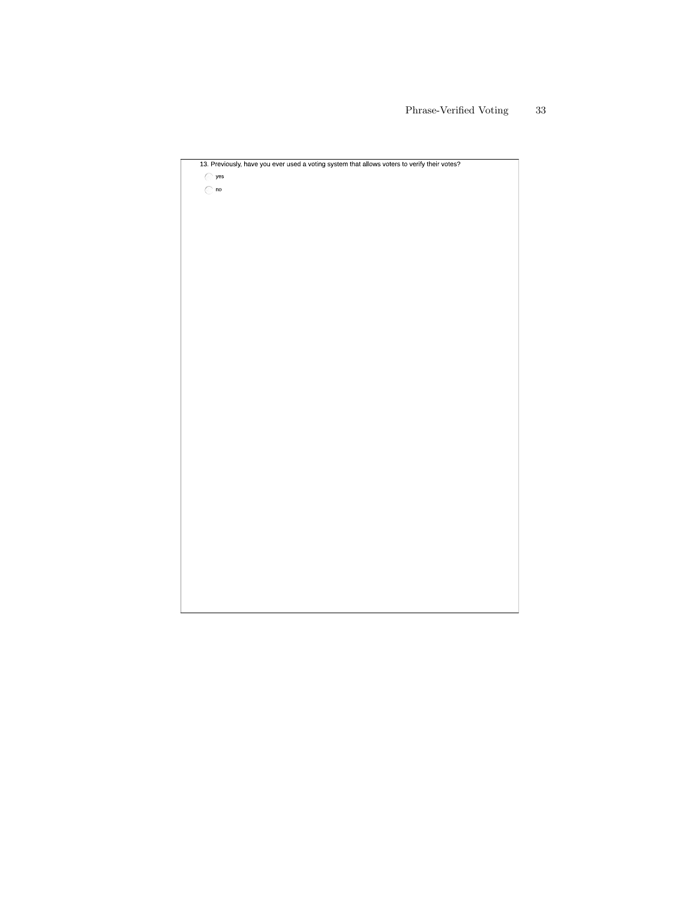13. Previously, have you ever used a voting system that allows voters to verify their votes?

- yes
- no